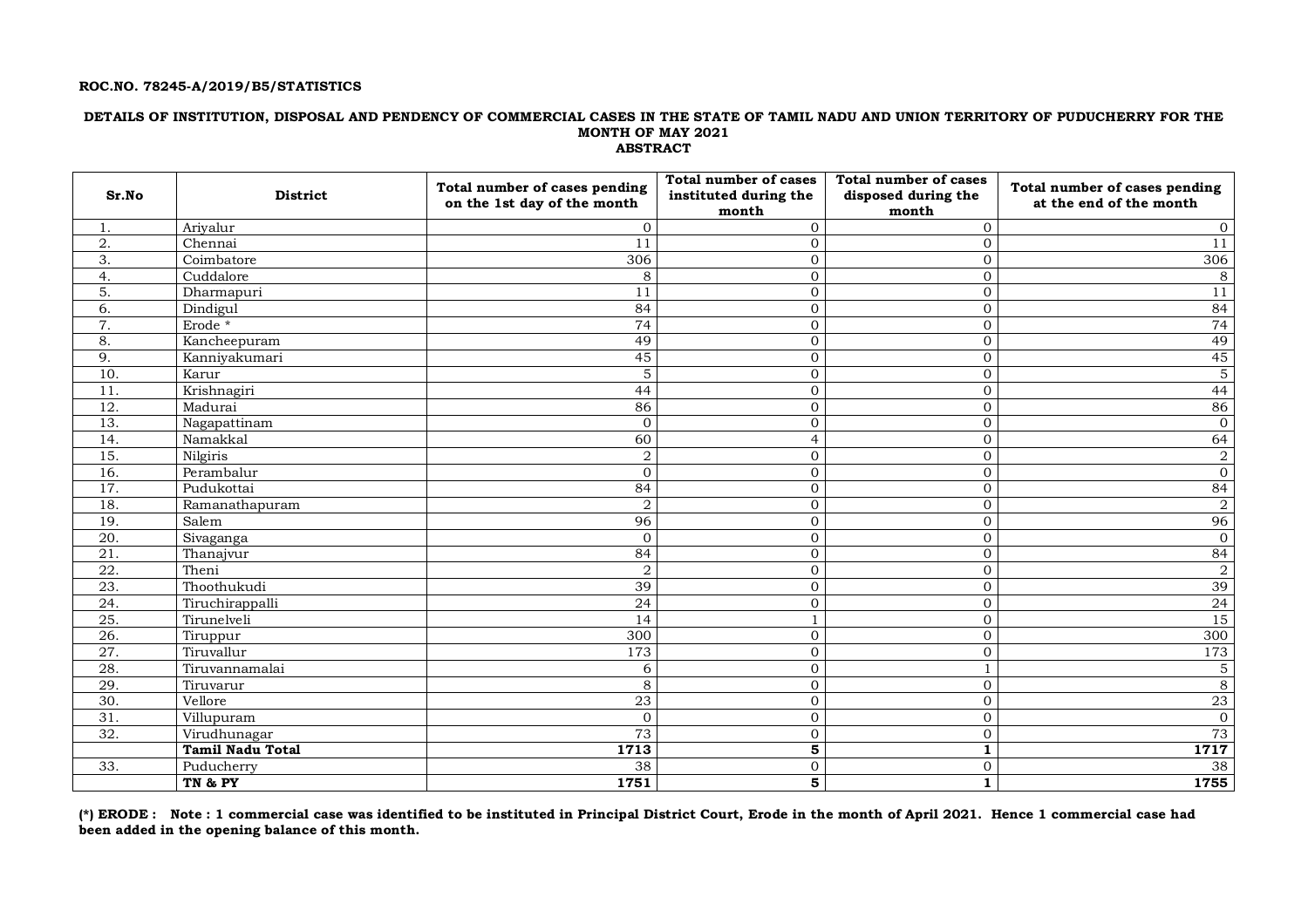**ROC.NO. 78245-A/2019/B5/STATISTICS**

**DETAILS OF INSTITUTION, DISPOSAL AND PENDENCY OF COMMERCIAL CASES IN THE STATE OF TAMIL NADU AND UNION TERRITORY OF PUDUCHERRY FOR THE MONTH OF MAY 2021**

**ABSTRACT**

| Sr.No | District | Total number of cases pending on the 1st day of the month | Total number of cases instituted during the month | Total number of cases disposed during the month | Total number of cases pending at the end of the month |
|---|---|---|---|---|---|
| 1. | Ariyalur | 0 | 0 | 0 | 0 |
| 2. | Chennai | 11 | 0 | 0 | 11 |
| 3. | Coimbatore | 306 | 0 | 0 | 306 |
| 4. | Cuddalore | 8 | 0 | 0 | 8 |
| 5. | Dharmapuri | 11 | 0 | 0 | 11 |
| 6. | Dindigul | 84 | 0 | 0 | 84 |
| 7. | Erode * | 74 | 0 | 0 | 74 |
| 8. | Kancheepuram | 49 | 0 | 0 | 49 |
| 9. | Kanniyakumari | 45 | 0 | 0 | 45 |
| 10. | Karur | 5 | 0 | 0 | 5 |
| 11. | Krishnagiri | 44 | 0 | 0 | 44 |
| 12. | Madurai | 86 | 0 | 0 | 86 |
| 13. | Nagapattinam | 0 | 0 | 0 | 0 |
| 14. | Namakkal | 60 | 4 | 0 | 64 |
| 15. | Nilgiris | 2 | 0 | 0 | 2 |
| 16. | Perambalur | 0 | 0 | 0 | 0 |
| 17. | Pudukottai | 84 | 0 | 0 | 84 |
| 18. | Ramanathapuram | 2 | 0 | 0 | 2 |
| 19. | Salem | 96 | 0 | 0 | 96 |
| 20. | Sivaganga | 0 | 0 | 0 | 0 |
| 21. | Thanajvur | 84 | 0 | 0 | 84 |
| 22. | Theni | 2 | 0 | 0 | 2 |
| 23. | Thoothukudi | 39 | 0 | 0 | 39 |
| 24. | Tiruchirappalli | 24 | 0 | 0 | 24 |
| 25. | Tirunelveli | 14 | 1 | 0 | 15 |
| 26. | Tiruppur | 300 | 0 | 0 | 300 |
| 27. | Tiruvallur | 173 | 0 | 0 | 173 |
| 28. | Tiruvannamalai | 6 | 0 | 1 | 5 |
| 29. | Tiruvarur | 8 | 0 | 0 | 8 |
| 30. | Vellore | 23 | 0 | 0 | 23 |
| 31. | Villupuram | 0 | 0 | 0 | 0 |
| 32. | Virudhunagar | 73 | 0 | 0 | 73 |
| | **Tamil Nadu Total** | **1713** | **5** | **1** | **1717** |
| 33. | Puducherry | 38 | 0 | 0 | 38 |
| | **TN & PY** | **1751** | **5** | **1** | **1755** |

**(*) ERODE : Note : 1 commercial case was identified to be instituted in Principal District Court, Erode in the month of April 2021. Hence 1 commercial case had been added in the opening balance of this month.**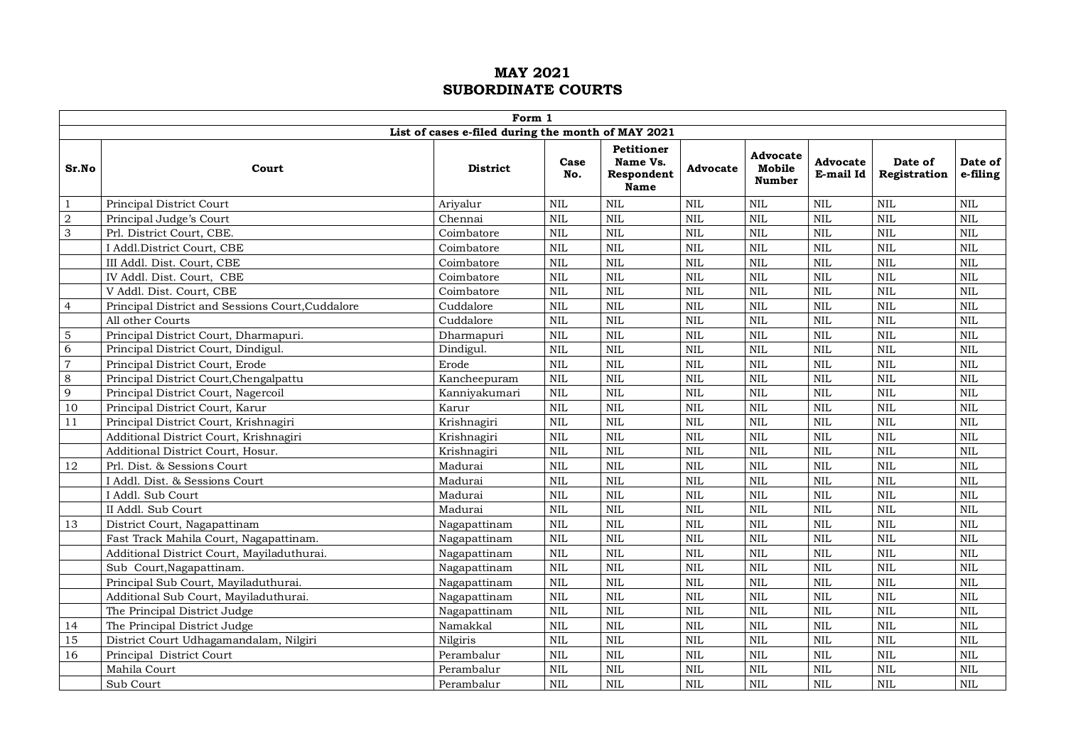# MAY 2021
# SUBORDINATE COURTS

| Form 1 | | | | | | | | | |
|---|---|---|---|---|---|---|---|---|---|
| List of cases e-filed during the month of MAY 2021 | | | | | | | | | |
| **Sr.No** | **Court** | **District** | **Case No.** | **Petitioner Name Vs. Respondent Name** | **Advocate** | **Advocate Mobile Number** | **Advocate E-mail Id** | **Date of Registration** | **Date of e-filing** |
| 1 | Principal District Court | Ariyalur | NIL | NIL | NIL | NIL | NIL | NIL | NIL |
| 2 | Principal Judge's Court | Chennai | NIL | NIL | NIL | NIL | NIL | NIL | NIL |
| 3 | Prl. District Court, CBE. | Coimbatore | NIL | NIL | NIL | NIL | NIL | NIL | NIL |
| | I Addl.District Court, CBE | Coimbatore | NIL | NIL | NIL | NIL | NIL | NIL | NIL |
| | III Addl. Dist. Court, CBE | Coimbatore | NIL | NIL | NIL | NIL | NIL | NIL | NIL |
| | IV Addl. Dist. Court, CBE | Coimbatore | NIL | NIL | NIL | NIL | NIL | NIL | NIL |
| | V Addl. Dist. Court, CBE | Coimbatore | NIL | NIL | NIL | NIL | NIL | NIL | NIL |
| 4 | Principal District and Sessions Court,Cuddalore | Cuddalore | NIL | NIL | NIL | NIL | NIL | NIL | NIL |
| | All other Courts | Cuddalore | NIL | NIL | NIL | NIL | NIL | NIL | NIL |
| 5 | Principal District Court, Dharmapuri. | Dharmapuri | NIL | NIL | NIL | NIL | NIL | NIL | NIL |
| 6 | Principal District Court, Dindigul. | Dindigul. | NIL | NIL | NIL | NIL | NIL | NIL | NIL |
| 7 | Principal District Court, Erode | Erode | NIL | NIL | NIL | NIL | NIL | NIL | NIL |
| 8 | Principal District Court,Chengalpattu | Kancheepuram | NIL | NIL | NIL | NIL | NIL | NIL | NIL |
| 9 | Principal District Court, Nagercoil | Kanniyakumari | NIL | NIL | NIL | NIL | NIL | NIL | NIL |
| 10 | Principal District Court, Karur | Karur | NIL | NIL | NIL | NIL | NIL | NIL | NIL |
| 11 | Principal District Court, Krishnagiri | Krishnagiri | NIL | NIL | NIL | NIL | NIL | NIL | NIL |
| | Additional District Court, Krishnagiri | Krishnagiri | NIL | NIL | NIL | NIL | NIL | NIL | NIL |
| | Additional District Court, Hosur. | Krishnagiri | NIL | NIL | NIL | NIL | NIL | NIL | NIL |
| 12 | Prl. Dist. & Sessions Court | Madurai | NIL | NIL | NIL | NIL | NIL | NIL | NIL |
| | I Addl. Dist. & Sessions Court | Madurai | NIL | NIL | NIL | NIL | NIL | NIL | NIL |
| | I Addl. Sub Court | Madurai | NIL | NIL | NIL | NIL | NIL | NIL | NIL |
| | II Addl. Sub Court | Madurai | NIL | NIL | NIL | NIL | NIL | NIL | NIL |
| 13 | District Court, Nagapattinam | Nagapattinam | NIL | NIL | NIL | NIL | NIL | NIL | NIL |
| | Fast Track Mahila Court, Nagapattinam. | Nagapattinam | NIL | NIL | NIL | NIL | NIL | NIL | NIL |
| | Additional District Court, Mayiladuthurai. | Nagapattinam | NIL | NIL | NIL | NIL | NIL | NIL | NIL |
| | Sub Court,Nagapattinam. | Nagapattinam | NIL | NIL | NIL | NIL | NIL | NIL | NIL |
| | Principal Sub Court, Mayiladuthurai. | Nagapattinam | NIL | NIL | NIL | NIL | NIL | NIL | NIL |
| | Additional Sub Court, Mayiladuthurai. | Nagapattinam | NIL | NIL | NIL | NIL | NIL | NIL | NIL |
| | The Principal District Judge | Nagapattinam | NIL | NIL | NIL | NIL | NIL | NIL | NIL |
| 14 | The Principal District Judge | Namakkal | NIL | NIL | NIL | NIL | NIL | NIL | NIL |
| 15 | District Court Udhagamandalam, Nilgiri | Nilgiris | NIL | NIL | NIL | NIL | NIL | NIL | NIL |
| 16 | Principal District Court | Perambalur | NIL | NIL | NIL | NIL | NIL | NIL | NIL |
| | Mahila Court | Perambalur | NIL | NIL | NIL | NIL | NIL | NIL | NIL |
| | Sub Court | Perambalur | NIL | NIL | NIL | NIL | NIL | NIL | NIL |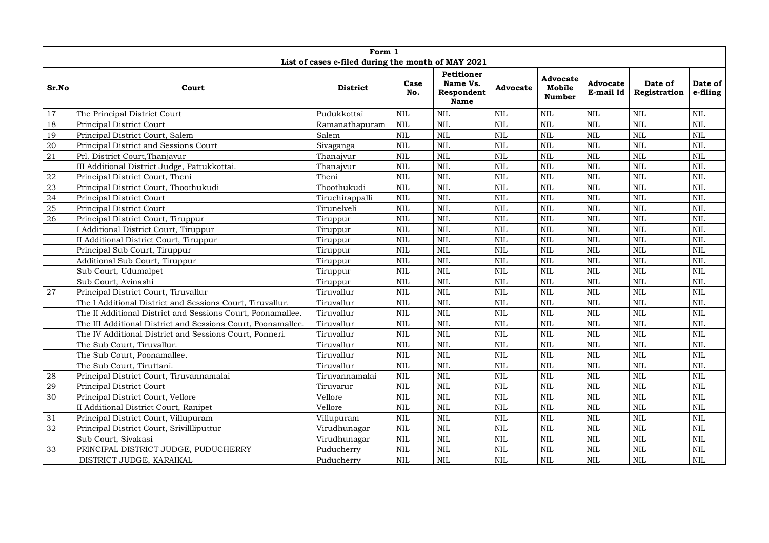| Form 1 | | | | | | | | | |
|---|---|---|---|---|---|---|---|---|---|
| List of cases e-filed during the month of MAY 2021 | | | | | | | | | |
| **Sr.No** | **Court** | **District** | **Case No.** | **Petitioner Name Vs. Respondent Name** | **Advocate** | **Advocate Mobile Number** | **Advocate E-mail Id** | **Date of Registration** | **Date of e-filing** |
| 17 | The Principal District Court | Pudukkottai | NIL | NIL | NIL | NIL | NIL | NIL | NIL |
| 18 | Principal District Court | Ramanathapuram | NIL | NIL | NIL | NIL | NIL | NIL | NIL |
| 19 | Principal District Court, Salem | Salem | NIL | NIL | NIL | NIL | NIL | NIL | NIL |
| 20 | Principal District and Sessions Court | Sivaganga | NIL | NIL | NIL | NIL | NIL | NIL | NIL |
| 21 | Prl. District Court,Thanjavur | Thanajvur | NIL | NIL | NIL | NIL | NIL | NIL | NIL |
| | III Additional District Judge, Pattukkottai. | Thanajvur | NIL | NIL | NIL | NIL | NIL | NIL | NIL |
| 22 | Principal District Court, Theni | Theni | NIL | NIL | NIL | NIL | NIL | NIL | NIL |
| 23 | Principal District Court, Thoothukudi | Thoothukudi | NIL | NIL | NIL | NIL | NIL | NIL | NIL |
| 24 | Principal District Court | Tiruchirappalli | NIL | NIL | NIL | NIL | NIL | NIL | NIL |
| 25 | Principal District Court | Tirunelveli | NIL | NIL | NIL | NIL | NIL | NIL | NIL |
| 26 | Principal District Court, Tiruppur | Tiruppur | NIL | NIL | NIL | NIL | NIL | NIL | NIL |
| | I Additional District Court, Tiruppur | Tiruppur | NIL | NIL | NIL | NIL | NIL | NIL | NIL |
| | II Additional District Court, Tiruppur | Tiruppur | NIL | NIL | NIL | NIL | NIL | NIL | NIL |
| | Principal Sub Court, Tiruppur | Tiruppur | NIL | NIL | NIL | NIL | NIL | NIL | NIL |
| | Additional Sub Court, Tiruppur | Tiruppur | NIL | NIL | NIL | NIL | NIL | NIL | NIL |
| | Sub Court, Udumalpet | Tiruppur | NIL | NIL | NIL | NIL | NIL | NIL | NIL |
| | Sub Court, Avinashi | Tiruppur | NIL | NIL | NIL | NIL | NIL | NIL | NIL |
| 27 | Principal District Court, Tiruvallur | Tiruvallur | NIL | NIL | NIL | NIL | NIL | NIL | NIL |
| | The I Additional District and Sessions Court, Tiruvallur. | Tiruvallur | NIL | NIL | NIL | NIL | NIL | NIL | NIL |
| | The II Additional District and Sessions Court, Poonamallee. | Tiruvallur | NIL | NIL | NIL | NIL | NIL | NIL | NIL |
| | The III Additional District and Sessions Court, Poonamallee. | Tiruvallur | NIL | NIL | NIL | NIL | NIL | NIL | NIL |
| | The IV Additional District and Sessions Court, Ponneri. | Tiruvallur | NIL | NIL | NIL | NIL | NIL | NIL | NIL |
| | The Sub Court, Tiruvallur. | Tiruvallur | NIL | NIL | NIL | NIL | NIL | NIL | NIL |
| | The Sub Court, Poonamallee. | Tiruvallur | NIL | NIL | NIL | NIL | NIL | NIL | NIL |
| | The Sub Court, Tiruttani. | Tiruvallur | NIL | NIL | NIL | NIL | NIL | NIL | NIL |
| 28 | Principal District Court, Tiruvannamalai | Tiruvannamalai | NIL | NIL | NIL | NIL | NIL | NIL | NIL |
| 29 | Principal District Court | Tiruvarur | NIL | NIL | NIL | NIL | NIL | NIL | NIL |
| 30 | Principal District Court, Vellore | Vellore | NIL | NIL | NIL | NIL | NIL | NIL | NIL |
| | II Additional District Court, Ranipet | Vellore | NIL | NIL | NIL | NIL | NIL | NIL | NIL |
| 31 | Principal District Court, Villupuram | Villupuram | NIL | NIL | NIL | NIL | NIL | NIL | NIL |
| 32 | Principal District Court, Srivillliputtur | Virudhunagar | NIL | NIL | NIL | NIL | NIL | NIL | NIL |
| | Sub Court, Sivakasi | Virudhunagar | NIL | NIL | NIL | NIL | NIL | NIL | NIL |
| 33 | PRINCIPAL DISTRICT JUDGE, PUDUCHERRY | Puducherry | NIL | NIL | NIL | NIL | NIL | NIL | NIL |
| | DISTRICT JUDGE, KARAIKAL | Puducherry | NIL | NIL | NIL | NIL | NIL | NIL | NIL |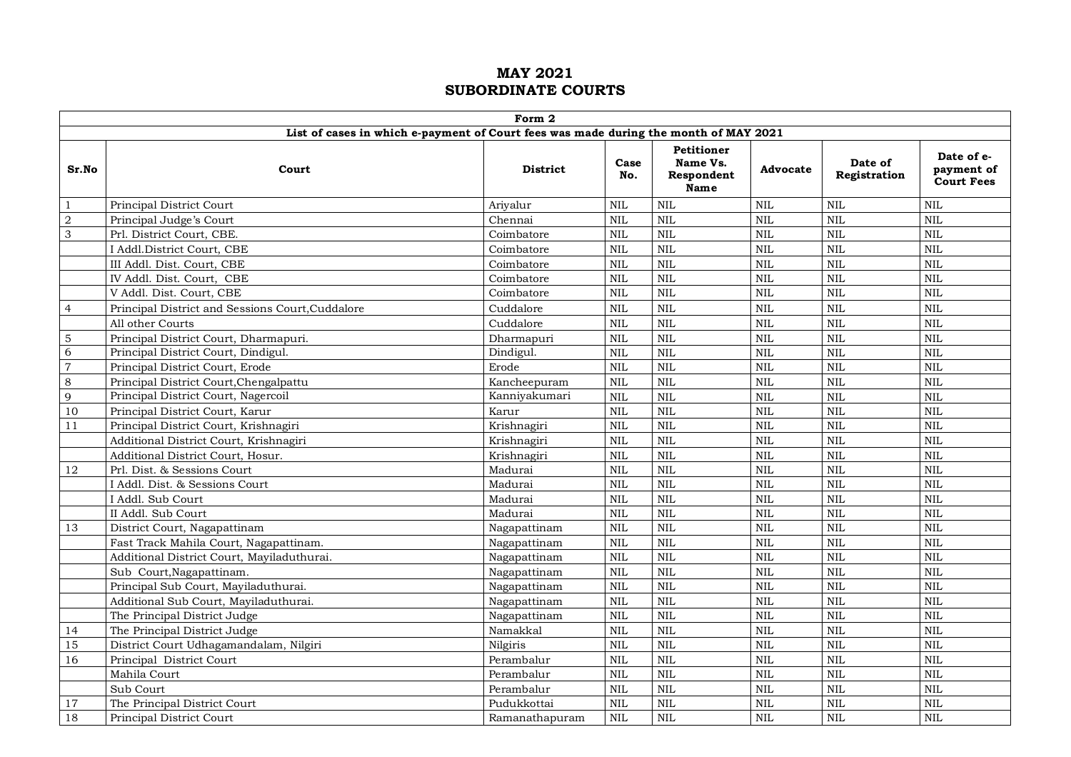# MAY 2021
# SUBORDINATE COURTS

| Form 2 | | | | | | | |
|---|---|---|---|---|---|---|---|
| **List of cases in which e-payment of Court fees was made during the month of MAY 2021** | | | | | | | |
| **Sr.No** | **Court** | **District** | **Case No.** | **Petitioner Name Vs. Respondent Name** | **Advocate** | **Date of Registration** | **Date of e-payment of Court Fees** |
| 1 | Principal District Court | Ariyalur | NIL | NIL | NIL | NIL | NIL |
| 2 | Principal Judge's Court | Chennai | NIL | NIL | NIL | NIL | NIL |
| 3 | Prl. District Court, CBE. | Coimbatore | NIL | NIL | NIL | NIL | NIL |
| | I Addl.District Court, CBE | Coimbatore | NIL | NIL | NIL | NIL | NIL |
| | III Addl. Dist. Court, CBE | Coimbatore | NIL | NIL | NIL | NIL | NIL |
| | IV Addl. Dist. Court, CBE | Coimbatore | NIL | NIL | NIL | NIL | NIL |
| | V Addl. Dist. Court, CBE | Coimbatore | NIL | NIL | NIL | NIL | NIL |
| 4 | Principal District and Sessions Court,Cuddalore | Cuddalore | NIL | NIL | NIL | NIL | NIL |
| | All other Courts | Cuddalore | NIL | NIL | NIL | NIL | NIL |
| 5 | Principal District Court, Dharmapuri. | Dharmapuri | NIL | NIL | NIL | NIL | NIL |
| 6 | Principal District Court, Dindigul. | Dindigul. | NIL | NIL | NIL | NIL | NIL |
| 7 | Principal District Court, Erode | Erode | NIL | NIL | NIL | NIL | NIL |
| 8 | Principal District Court,Chengalpattu | Kancheepuram | NIL | NIL | NIL | NIL | NIL |
| 9 | Principal District Court, Nagercoil | Kanniyakumari | NIL | NIL | NIL | NIL | NIL |
| 10 | Principal District Court, Karur | Karur | NIL | NIL | NIL | NIL | NIL |
| 11 | Principal District Court, Krishnagiri | Krishnagiri | NIL | NIL | NIL | NIL | NIL |
| | Additional District Court, Krishnagiri | Krishnagiri | NIL | NIL | NIL | NIL | NIL |
| | Additional District Court, Hosur. | Krishnagiri | NIL | NIL | NIL | NIL | NIL |
| 12 | Prl. Dist. & Sessions Court | Madurai | NIL | NIL | NIL | NIL | NIL |
| | I Addl. Dist. & Sessions Court | Madurai | NIL | NIL | NIL | NIL | NIL |
| | I Addl. Sub Court | Madurai | NIL | NIL | NIL | NIL | NIL |
| | II Addl. Sub Court | Madurai | NIL | NIL | NIL | NIL | NIL |
| 13 | District Court, Nagapattinam | Nagapattinam | NIL | NIL | NIL | NIL | NIL |
| | Fast Track Mahila Court, Nagapattinam. | Nagapattinam | NIL | NIL | NIL | NIL | NIL |
| | Additional District Court, Mayiladuthurai. | Nagapattinam | NIL | NIL | NIL | NIL | NIL |
| | Sub Court,Nagapattinam. | Nagapattinam | NIL | NIL | NIL | NIL | NIL |
| | Principal Sub Court, Mayiladuthurai. | Nagapattinam | NIL | NIL | NIL | NIL | NIL |
| | Additional Sub Court, Mayiladuthurai. | Nagapattinam | NIL | NIL | NIL | NIL | NIL |
| | The Principal District Judge | Nagapattinam | NIL | NIL | NIL | NIL | NIL |
| 14 | The Principal District Judge | Namakkal | NIL | NIL | NIL | NIL | NIL |
| 15 | District Court Udhagamandalam, Nilgiri | Nilgiris | NIL | NIL | NIL | NIL | NIL |
| 16 | Principal District Court | Perambalur | NIL | NIL | NIL | NIL | NIL |
| | Mahila Court | Perambalur | NIL | NIL | NIL | NIL | NIL |
| | Sub Court | Perambalur | NIL | NIL | NIL | NIL | NIL |
| 17 | The Principal District Court | Pudukkottai | NIL | NIL | NIL | NIL | NIL |
| 18 | Principal District Court | Ramanathapuram | NIL | NIL | NIL | NIL | NIL |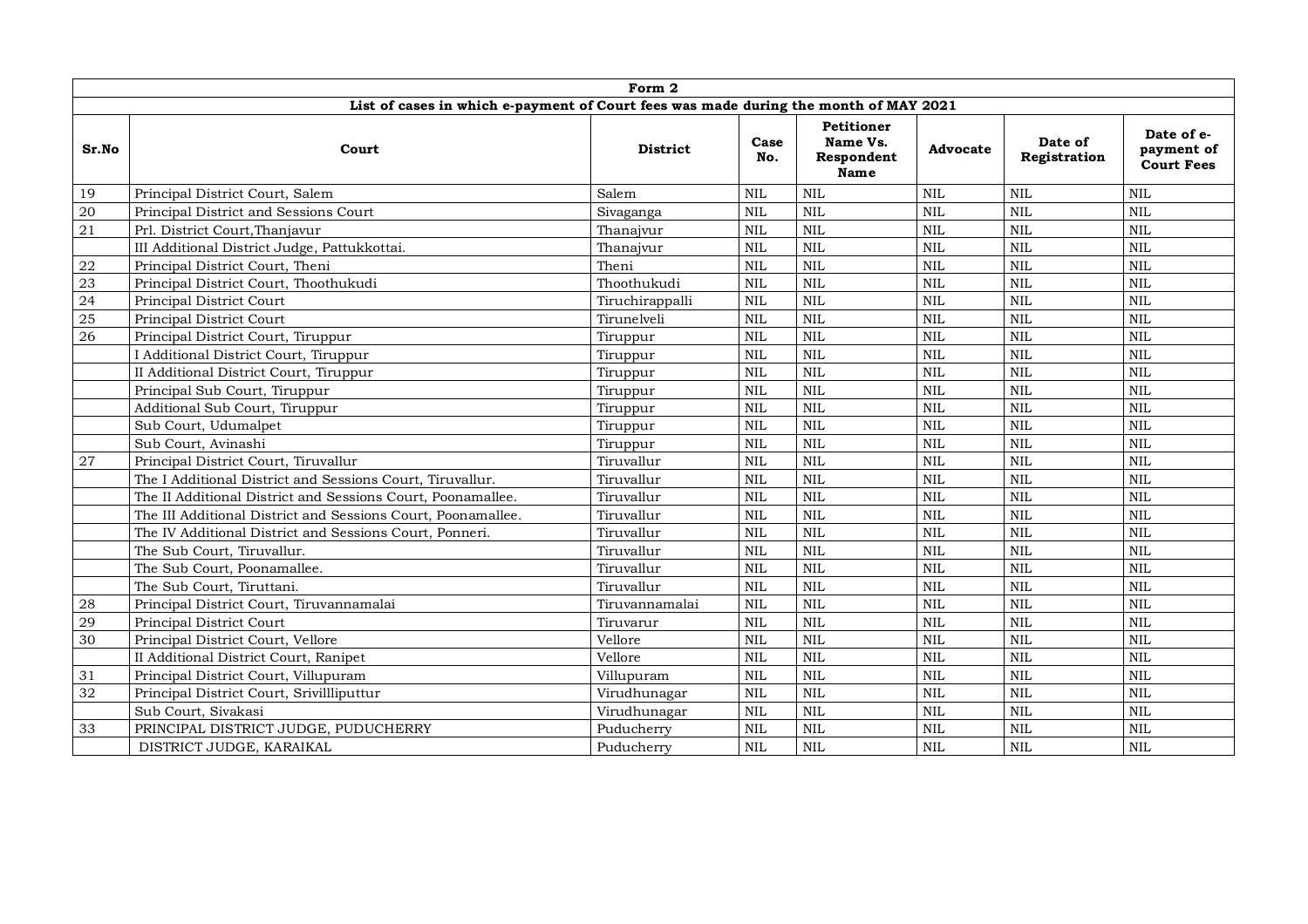| Form 2 | | | | | | | |
|---|---|---|---|---|---|---|---|
| List of cases in which e-payment of Court fees was made during the month of MAY 2021 | | | | | | | |
| **Sr.No** | **Court** | **District** | **Case No.** | **Petitioner Name Vs. Respondent Name** | **Advocate** | **Date of Registration** | **Date of e-payment of Court Fees** |
| 19 | Principal District Court, Salem | Salem | NIL | NIL | NIL | NIL | NIL |
| 20 | Principal District and Sessions Court | Sivaganga | NIL | NIL | NIL | NIL | NIL |
| 21 | Prl. District Court,Thanjavur | Thanajvur | NIL | NIL | NIL | NIL | NIL |
| | III Additional District Judge, Pattukkottai. | Thanajvur | NIL | NIL | NIL | NIL | NIL |
| 22 | Principal District Court, Theni | Theni | NIL | NIL | NIL | NIL | NIL |
| 23 | Principal District Court, Thoothukudi | Thoothukudi | NIL | NIL | NIL | NIL | NIL |
| 24 | Principal District Court | Tiruchirappalli | NIL | NIL | NIL | NIL | NIL |
| 25 | Principal District Court | Tirunelveli | NIL | NIL | NIL | NIL | NIL |
| 26 | Principal District Court, Tiruppur | Tiruppur | NIL | NIL | NIL | NIL | NIL |
| | I Additional District Court, Tiruppur | Tiruppur | NIL | NIL | NIL | NIL | NIL |
| | II Additional District Court, Tiruppur | Tiruppur | NIL | NIL | NIL | NIL | NIL |
| | Principal Sub Court, Tiruppur | Tiruppur | NIL | NIL | NIL | NIL | NIL |
| | Additional Sub Court, Tiruppur | Tiruppur | NIL | NIL | NIL | NIL | NIL |
| | Sub Court, Udumalpet | Tiruppur | NIL | NIL | NIL | NIL | NIL |
| | Sub Court, Avinashi | Tiruppur | NIL | NIL | NIL | NIL | NIL |
| 27 | Principal District Court, Tiruvallur | Tiruvallur | NIL | NIL | NIL | NIL | NIL |
| | The I Additional District and Sessions Court, Tiruvallur. | Tiruvallur | NIL | NIL | NIL | NIL | NIL |
| | The II Additional District and Sessions Court, Poonamallee. | Tiruvallur | NIL | NIL | NIL | NIL | NIL |
| | The III Additional District and Sessions Court, Poonamallee. | Tiruvallur | NIL | NIL | NIL | NIL | NIL |
| | The IV Additional District and Sessions Court, Ponneri. | Tiruvallur | NIL | NIL | NIL | NIL | NIL |
| | The Sub Court, Tiruvallur. | Tiruvallur | NIL | NIL | NIL | NIL | NIL |
| | The Sub Court, Poonamallee. | Tiruvallur | NIL | NIL | NIL | NIL | NIL |
| | The Sub Court, Tiruttani. | Tiruvallur | NIL | NIL | NIL | NIL | NIL |
| 28 | Principal District Court, Tiruvannamalai | Tiruvannamalai | NIL | NIL | NIL | NIL | NIL |
| 29 | Principal District Court | Tiruvarur | NIL | NIL | NIL | NIL | NIL |
| 30 | Principal District Court, Vellore | Vellore | NIL | NIL | NIL | NIL | NIL |
| | II Additional District Court, Ranipet | Vellore | NIL | NIL | NIL | NIL | NIL |
| 31 | Principal District Court, Villupuram | Villupuram | NIL | NIL | NIL | NIL | NIL |
| 32 | Principal District Court, Srivillliputtur | Virudhunagar | NIL | NIL | NIL | NIL | NIL |
| | Sub Court, Sivakasi | Virudhunagar | NIL | NIL | NIL | NIL | NIL |
| 33 | PRINCIPAL DISTRICT JUDGE, PUDUCHERRY | Puducherry | NIL | NIL | NIL | NIL | NIL |
| | DISTRICT JUDGE, KARAIKAL | Puducherry | NIL | NIL | NIL | NIL | NIL |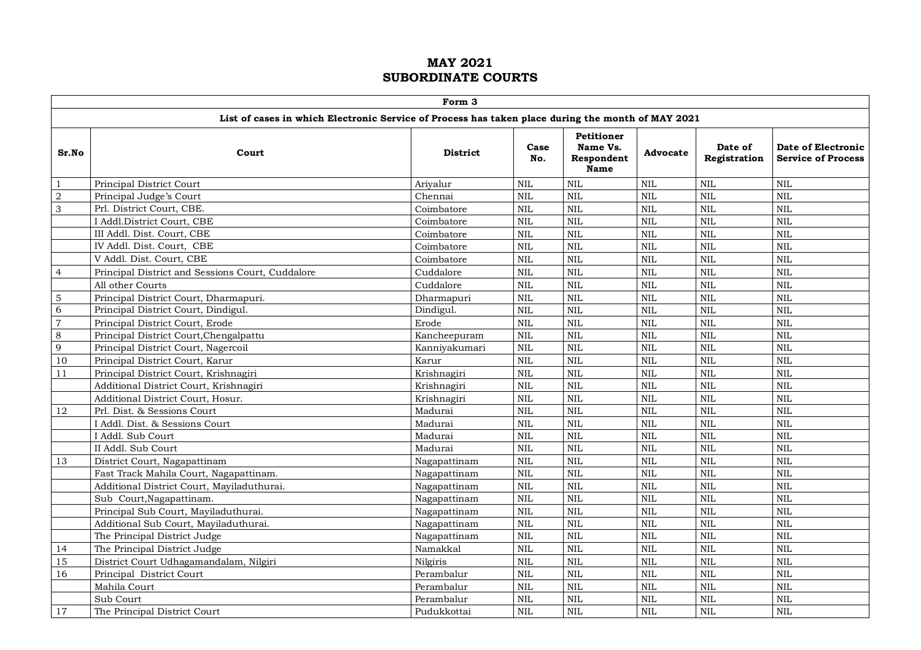# MAY 2021
# SUBORDINATE COURTS

| Form 3 | | | | | | | |
|---|---|---|---|---|---|---|---|
| List of cases in which Electronic Service of Process has taken place during the month of MAY 2021 | | | | | | | |
| **Sr.No** | **Court** | **District** | **Case No.** | **Petitioner Name Vs. Respondent Name** | **Advocate** | **Date of Registration** | **Date of Electronic Service of Process** |
| 1 | Principal District Court | Ariyalur | NIL | NIL | NIL | NIL | NIL |
| 2 | Principal Judge's Court | Chennai | NIL | NIL | NIL | NIL | NIL |
| 3 | Prl. District Court, CBE. | Coimbatore | NIL | NIL | NIL | NIL | NIL |
| | I Addl.District Court, CBE | Coimbatore | NIL | NIL | NIL | NIL | NIL |
| | III Addl. Dist. Court, CBE | Coimbatore | NIL | NIL | NIL | NIL | NIL |
| | IV Addl. Dist. Court, CBE | Coimbatore | NIL | NIL | NIL | NIL | NIL |
| | V Addl. Dist. Court, CBE | Coimbatore | NIL | NIL | NIL | NIL | NIL |
| 4 | Principal District and Sessions Court, Cuddalore | Cuddalore | NIL | NIL | NIL | NIL | NIL |
| | All other Courts | Cuddalore | NIL | NIL | NIL | NIL | NIL |
| 5 | Principal District Court, Dharmapuri. | Dharmapuri | NIL | NIL | NIL | NIL | NIL |
| 6 | Principal District Court, Dindigul. | Dindigul. | NIL | NIL | NIL | NIL | NIL |
| 7 | Principal District Court, Erode | Erode | NIL | NIL | NIL | NIL | NIL |
| 8 | Principal District Court,Chengalpattu | Kancheepuram | NIL | NIL | NIL | NIL | NIL |
| 9 | Principal District Court, Nagercoil | Kanniyakumari | NIL | NIL | NIL | NIL | NIL |
| 10 | Principal District Court, Karur | Karur | NIL | NIL | NIL | NIL | NIL |
| 11 | Principal District Court, Krishnagiri | Krishnagiri | NIL | NIL | NIL | NIL | NIL |
| | Additional District Court, Krishnagiri | Krishnagiri | NIL | NIL | NIL | NIL | NIL |
| | Additional District Court, Hosur. | Krishnagiri | NIL | NIL | NIL | NIL | NIL |
| 12 | Prl. Dist. & Sessions Court | Madurai | NIL | NIL | NIL | NIL | NIL |
| | I Addl. Dist. & Sessions Court | Madurai | NIL | NIL | NIL | NIL | NIL |
| | I Addl. Sub Court | Madurai | NIL | NIL | NIL | NIL | NIL |
| | II Addl. Sub Court | Madurai | NIL | NIL | NIL | NIL | NIL |
| 13 | District Court, Nagapattinam | Nagapattinam | NIL | NIL | NIL | NIL | NIL |
| | Fast Track Mahila Court, Nagapattinam. | Nagapattinam | NIL | NIL | NIL | NIL | NIL |
| | Additional District Court, Mayiladuthurai. | Nagapattinam | NIL | NIL | NIL | NIL | NIL |
| | Sub Court,Nagapattinam. | Nagapattinam | NIL | NIL | NIL | NIL | NIL |
| | Principal Sub Court, Mayiladuthurai. | Nagapattinam | NIL | NIL | NIL | NIL | NIL |
| | Additional Sub Court, Mayiladuthurai. | Nagapattinam | NIL | NIL | NIL | NIL | NIL |
| | The Principal District Judge | Nagapattinam | NIL | NIL | NIL | NIL | NIL |
| 14 | The Principal District Judge | Namakkal | NIL | NIL | NIL | NIL | NIL |
| 15 | District Court Udhagamandalam, Nilgiri | Nilgiris | NIL | NIL | NIL | NIL | NIL |
| 16 | Principal District Court | Perambalur | NIL | NIL | NIL | NIL | NIL |
| | Mahila Court | Perambalur | NIL | NIL | NIL | NIL | NIL |
| | Sub Court | Perambalur | NIL | NIL | NIL | NIL | NIL |
| 17 | The Principal District Court | Pudukkottai | NIL | NIL | NIL | NIL | NIL |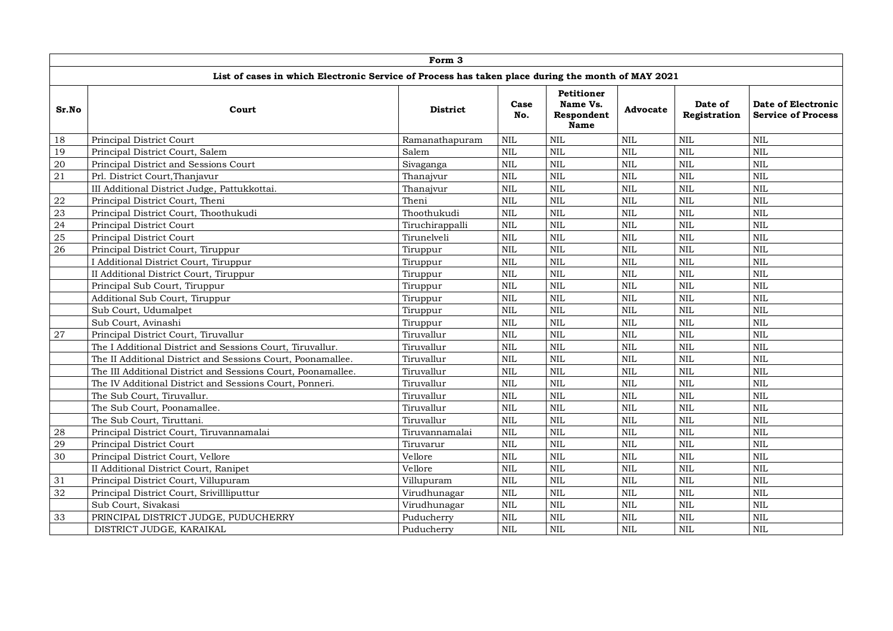| Form 3 | | | | | | | |
|---|---|---|---|---|---|---|---|
| List of cases in which Electronic Service of Process has taken place during the month of MAY 2021 | | | | | | | |
| **Sr.No** | **Court** | **District** | **Case No.** | **Petitioner Name Vs. Respondent Name** | **Advocate** | **Date of Registration** | **Date of Electronic Service of Process** |
| 18 | Principal District Court | Ramanathapuram | NIL | NIL | NIL | NIL | NIL |
| 19 | Principal District Court, Salem | Salem | NIL | NIL | NIL | NIL | NIL |
| 20 | Principal District and Sessions Court | Sivaganga | NIL | NIL | NIL | NIL | NIL |
| 21 | Prl. District Court,Thanjavur | Thanajvur | NIL | NIL | NIL | NIL | NIL |
| | III Additional District Judge, Pattukkottai. | Thanajvur | NIL | NIL | NIL | NIL | NIL |
| 22 | Principal District Court, Theni | Theni | NIL | NIL | NIL | NIL | NIL |
| 23 | Principal District Court, Thoothukudi | Thoothukudi | NIL | NIL | NIL | NIL | NIL |
| 24 | Principal District Court | Tiruchirappalli | NIL | NIL | NIL | NIL | NIL |
| 25 | Principal District Court | Tirunelveli | NIL | NIL | NIL | NIL | NIL |
| 26 | Principal District Court, Tiruppur | Tiruppur | NIL | NIL | NIL | NIL | NIL |
| | I Additional District Court, Tiruppur | Tiruppur | NIL | NIL | NIL | NIL | NIL |
| | II Additional District Court, Tiruppur | Tiruppur | NIL | NIL | NIL | NIL | NIL |
| | Principal Sub Court, Tiruppur | Tiruppur | NIL | NIL | NIL | NIL | NIL |
| | Additional Sub Court, Tiruppur | Tiruppur | NIL | NIL | NIL | NIL | NIL |
| | Sub Court, Udumalpet | Tiruppur | NIL | NIL | NIL | NIL | NIL |
| | Sub Court, Avinashi | Tiruppur | NIL | NIL | NIL | NIL | NIL |
| 27 | Principal District Court, Tiruvallur | Tiruvallur | NIL | NIL | NIL | NIL | NIL |
| | The I Additional District and Sessions Court, Tiruvallur. | Tiruvallur | NIL | NIL | NIL | NIL | NIL |
| | The II Additional District and Sessions Court, Poonamallee. | Tiruvallur | NIL | NIL | NIL | NIL | NIL |
| | The III Additional District and Sessions Court, Poonamallee. | Tiruvallur | NIL | NIL | NIL | NIL | NIL |
| | The IV Additional District and Sessions Court, Ponneri. | Tiruvallur | NIL | NIL | NIL | NIL | NIL |
| | The Sub Court, Tiruvallur. | Tiruvallur | NIL | NIL | NIL | NIL | NIL |
| | The Sub Court, Poonamallee. | Tiruvallur | NIL | NIL | NIL | NIL | NIL |
| | The Sub Court, Tiruttani. | Tiruvallur | NIL | NIL | NIL | NIL | NIL |
| 28 | Principal District Court, Tiruvannamalai | Tiruvannamalai | NIL | NIL | NIL | NIL | NIL |
| 29 | Principal District Court | Tiruvarur | NIL | NIL | NIL | NIL | NIL |
| 30 | Principal District Court, Vellore | Vellore | NIL | NIL | NIL | NIL | NIL |
| | II Additional District Court, Ranipet | Vellore | NIL | NIL | NIL | NIL | NIL |
| 31 | Principal District Court, Villupuram | Villupuram | NIL | NIL | NIL | NIL | NIL |
| 32 | Principal District Court, Srivillliputtur | Virudhunagar | NIL | NIL | NIL | NIL | NIL |
| | Sub Court, Sivakasi | Virudhunagar | NIL | NIL | NIL | NIL | NIL |
| 33 | PRINCIPAL DISTRICT JUDGE, PUDUCHERRY | Puducherry | NIL | NIL | NIL | NIL | NIL |
| | DISTRICT JUDGE, KARAIKAL | Puducherry | NIL | NIL | NIL | NIL | NIL |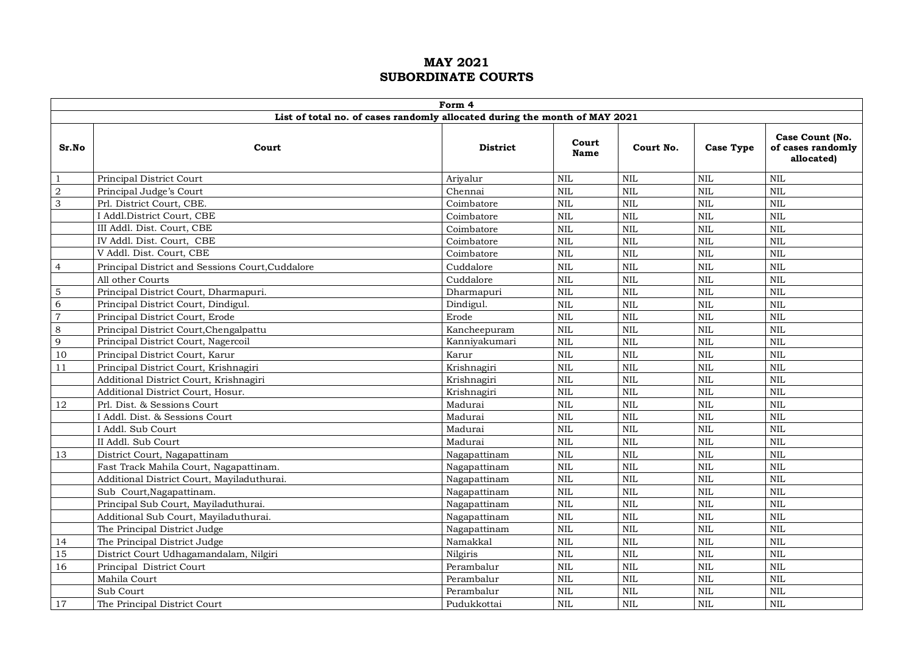# MAY 2021
# SUBORDINATE COURTS

| Form 4 | | | | | | |
|---|---|---|---|---|---|---|
| List of total no. of cases randomly allocated during the month of MAY 2021 | | | | | | |
| **Sr.No** | **Court** | **District** | **Court Name** | **Court No.** | **Case Type** | **Case Count (No. of cases randomly allocated)** |
| 1 | Principal District Court | Ariyalur | NIL | NIL | NIL | NIL |
| 2 | Principal Judge's Court | Chennai | NIL | NIL | NIL | NIL |
| 3 | Prl. District Court, CBE. | Coimbatore | NIL | NIL | NIL | NIL |
| | I Addl.District Court, CBE | Coimbatore | NIL | NIL | NIL | NIL |
| | III Addl. Dist. Court, CBE | Coimbatore | NIL | NIL | NIL | NIL |
| | IV Addl. Dist. Court, CBE | Coimbatore | NIL | NIL | NIL | NIL |
| | V Addl. Dist. Court, CBE | Coimbatore | NIL | NIL | NIL | NIL |
| 4 | Principal District and Sessions Court,Cuddalore | Cuddalore | NIL | NIL | NIL | NIL |
| | All other Courts | Cuddalore | NIL | NIL | NIL | NIL |
| 5 | Principal District Court, Dharmapuri. | Dharmapuri | NIL | NIL | NIL | NIL |
| 6 | Principal District Court, Dindigul. | Dindigul. | NIL | NIL | NIL | NIL |
| 7 | Principal District Court, Erode | Erode | NIL | NIL | NIL | NIL |
| 8 | Principal District Court,Chengalpattu | Kancheepuram | NIL | NIL | NIL | NIL |
| 9 | Principal District Court, Nagercoil | Kanniyakumari | NIL | NIL | NIL | NIL |
| 10 | Principal District Court, Karur | Karur | NIL | NIL | NIL | NIL |
| 11 | Principal District Court, Krishnagiri | Krishnagiri | NIL | NIL | NIL | NIL |
| | Additional District Court, Krishnagiri | Krishnagiri | NIL | NIL | NIL | NIL |
| | Additional District Court, Hosur. | Krishnagiri | NIL | NIL | NIL | NIL |
| 12 | Prl. Dist. & Sessions Court | Madurai | NIL | NIL | NIL | NIL |
| | I Addl. Dist. & Sessions Court | Madurai | NIL | NIL | NIL | NIL |
| | I Addl. Sub Court | Madurai | NIL | NIL | NIL | NIL |
| | II Addl. Sub Court | Madurai | NIL | NIL | NIL | NIL |
| 13 | District Court, Nagapattinam | Nagapattinam | NIL | NIL | NIL | NIL |
| | Fast Track Mahila Court, Nagapattinam. | Nagapattinam | NIL | NIL | NIL | NIL |
| | Additional District Court, Mayiladuthurai. | Nagapattinam | NIL | NIL | NIL | NIL |
| | Sub Court,Nagapattinam. | Nagapattinam | NIL | NIL | NIL | NIL |
| | Principal Sub Court, Mayiladuthurai. | Nagapattinam | NIL | NIL | NIL | NIL |
| | Additional Sub Court, Mayiladuthurai. | Nagapattinam | NIL | NIL | NIL | NIL |
| | The Principal District Judge | Nagapattinam | NIL | NIL | NIL | NIL |
| 14 | The Principal District Judge | Namakkal | NIL | NIL | NIL | NIL |
| 15 | District Court Udhagamandalam, Nilgiri | Nilgiris | NIL | NIL | NIL | NIL |
| 16 | Principal District Court | Perambalur | NIL | NIL | NIL | NIL |
| | Mahila Court | Perambalur | NIL | NIL | NIL | NIL |
| | Sub Court | Perambalur | NIL | NIL | NIL | NIL |
| 17 | The Principal District Court | Pudukkottai | NIL | NIL | NIL | NIL |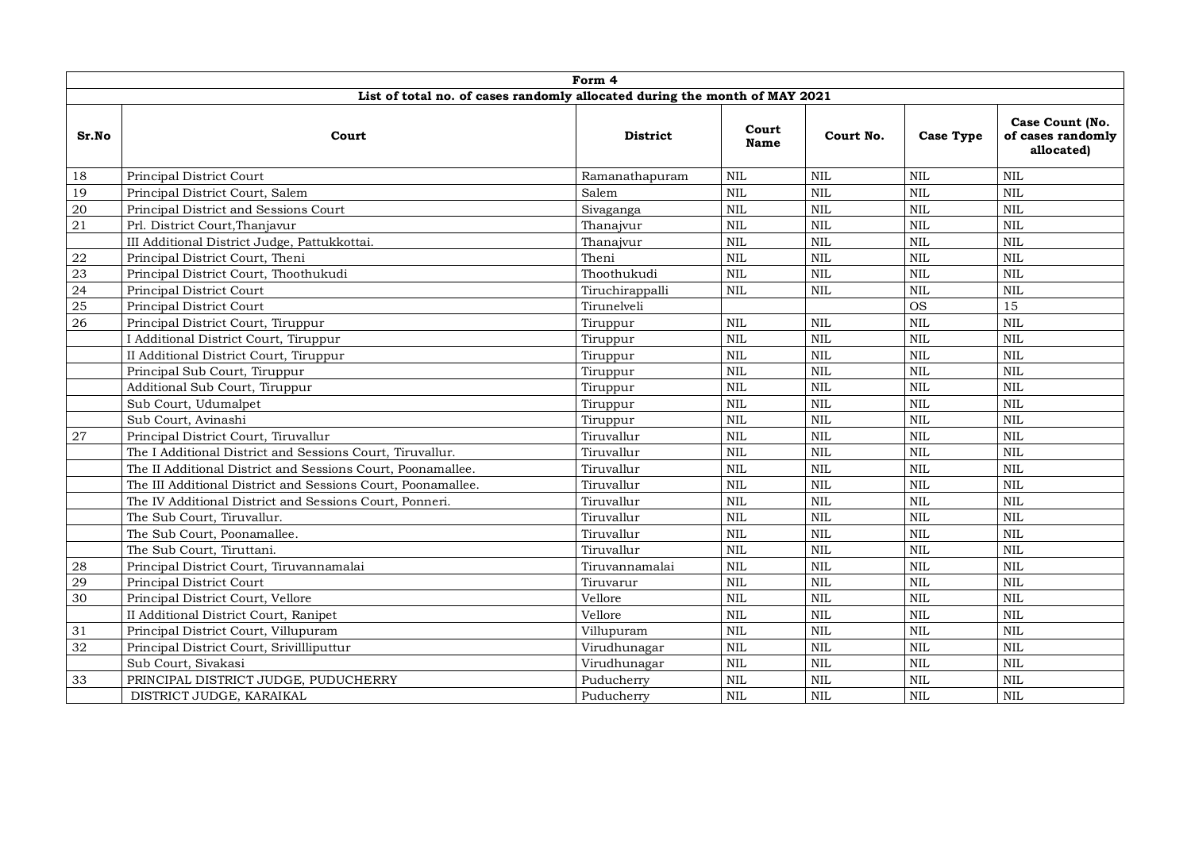| Form 4 | | | | | | |
|---|---|---|---|---|---|---|
| **List of total no. of cases randomly allocated during the month of MAY 2021** | | | | | | |
| **Sr.No** | **Court** | **District** | **Court Name** | **Court No.** | **Case Type** | **Case Count (No. of cases randomly allocated)** |
| 18 | Principal District Court | Ramanathapuram | NIL | NIL | NIL | NIL |
| 19 | Principal District Court, Salem | Salem | NIL | NIL | NIL | NIL |
| 20 | Principal District and Sessions Court | Sivaganga | NIL | NIL | NIL | NIL |
| 21 | Prl. District Court,Thanjavur | Thanajvur | NIL | NIL | NIL | NIL |
| | III Additional District Judge, Pattukkottai. | Thanajvur | NIL | NIL | NIL | NIL |
| 22 | Principal District Court, Theni | Theni | NIL | NIL | NIL | NIL |
| 23 | Principal District Court, Thoothukudi | Thoothukudi | NIL | NIL | NIL | NIL |
| 24 | Principal District Court | Tiruchirappalli | NIL | NIL | NIL | NIL |
| 25 | Principal District Court | Tirunelveli | | | OS | 15 |
| 26 | Principal District Court, Tiruppur | Tiruppur | NIL | NIL | NIL | NIL |
| | I Additional District Court, Tiruppur | Tiruppur | NIL | NIL | NIL | NIL |
| | II Additional District Court, Tiruppur | Tiruppur | NIL | NIL | NIL | NIL |
| | Principal Sub Court, Tiruppur | Tiruppur | NIL | NIL | NIL | NIL |
| | Additional Sub Court, Tiruppur | Tiruppur | NIL | NIL | NIL | NIL |
| | Sub Court, Udumalpet | Tiruppur | NIL | NIL | NIL | NIL |
| | Sub Court, Avinashi | Tiruppur | NIL | NIL | NIL | NIL |
| 27 | Principal District Court, Tiruvallur | Tiruvallur | NIL | NIL | NIL | NIL |
| | The I Additional District and Sessions Court, Tiruvallur. | Tiruvallur | NIL | NIL | NIL | NIL |
| | The II Additional District and Sessions Court, Poonamallee. | Tiruvallur | NIL | NIL | NIL | NIL |
| | The III Additional District and Sessions Court, Poonamallee. | Tiruvallur | NIL | NIL | NIL | NIL |
| | The IV Additional District and Sessions Court, Ponneri. | Tiruvallur | NIL | NIL | NIL | NIL |
| | The Sub Court, Tiruvallur. | Tiruvallur | NIL | NIL | NIL | NIL |
| | The Sub Court, Poonamallee. | Tiruvallur | NIL | NIL | NIL | NIL |
| | The Sub Court, Tiruttani. | Tiruvallur | NIL | NIL | NIL | NIL |
| 28 | Principal District Court, Tiruvannamalai | Tiruvannamalai | NIL | NIL | NIL | NIL |
| 29 | Principal District Court | Tiruvarur | NIL | NIL | NIL | NIL |
| 30 | Principal District Court, Vellore | Vellore | NIL | NIL | NIL | NIL |
| | II Additional District Court, Ranipet | Vellore | NIL | NIL | NIL | NIL |
| 31 | Principal District Court, Villupuram | Villupuram | NIL | NIL | NIL | NIL |
| 32 | Principal District Court, Srivillliputtur | Virudhunagar | NIL | NIL | NIL | NIL |
| | Sub Court, Sivakasi | Virudhunagar | NIL | NIL | NIL | NIL |
| 33 | PRINCIPAL DISTRICT JUDGE, PUDUCHERRY | Puducherry | NIL | NIL | NIL | NIL |
| | DISTRICT JUDGE, KARAIKAL | Puducherry | NIL | NIL | NIL | NIL |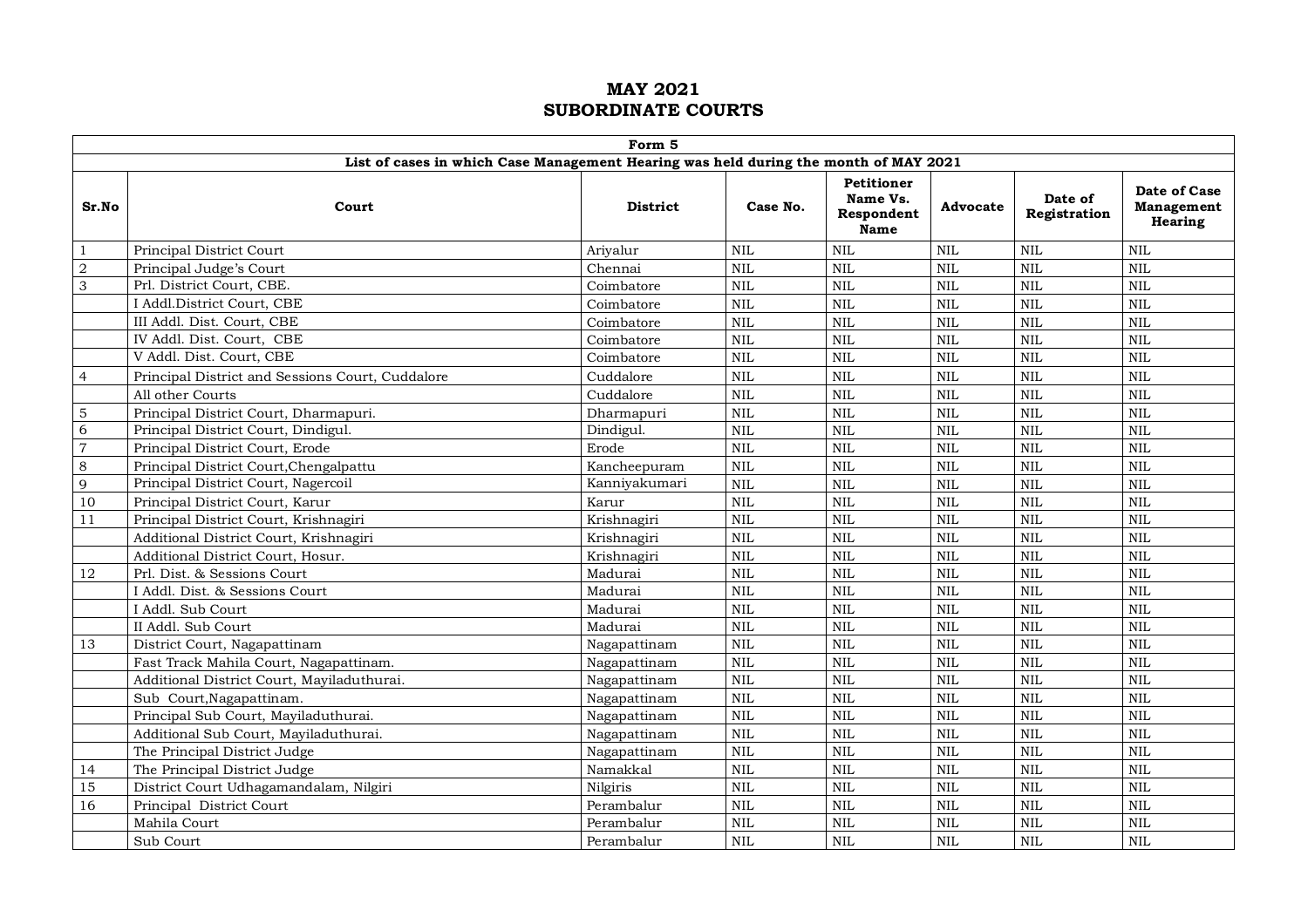# MAY 2021
# SUBORDINATE COURTS

| Form 5 | | | | | | | |
|---|---|---|---|---|---|---|---|
| List of cases in which Case Management Hearing was held during the month of MAY 2021 | | | | | | | |
| **Sr.No** | **Court** | **District** | **Case No.** | **Petitioner Name Vs. Respondent Name** | **Advocate** | **Date of Registration** | **Date of Case Management Hearing** |
| 1 | Principal District Court | Ariyalur | NIL | NIL | NIL | NIL | NIL |
| 2 | Principal Judge's Court | Chennai | NIL | NIL | NIL | NIL | NIL |
| 3 | Prl. District Court, CBE. | Coimbatore | NIL | NIL | NIL | NIL | NIL |
| | I Addl.District Court, CBE | Coimbatore | NIL | NIL | NIL | NIL | NIL |
| | III Addl. Dist. Court, CBE | Coimbatore | NIL | NIL | NIL | NIL | NIL |
| | IV Addl. Dist. Court, CBE | Coimbatore | NIL | NIL | NIL | NIL | NIL |
| | V Addl. Dist. Court, CBE | Coimbatore | NIL | NIL | NIL | NIL | NIL |
| 4 | Principal District and Sessions Court, Cuddalore | Cuddalore | NIL | NIL | NIL | NIL | NIL |
| | All other Courts | Cuddalore | NIL | NIL | NIL | NIL | NIL |
| 5 | Principal District Court, Dharmapuri. | Dharmapuri | NIL | NIL | NIL | NIL | NIL |
| 6 | Principal District Court, Dindigul. | Dindigul. | NIL | NIL | NIL | NIL | NIL |
| 7 | Principal District Court, Erode | Erode | NIL | NIL | NIL | NIL | NIL |
| 8 | Principal District Court,Chengalpattu | Kancheepuram | NIL | NIL | NIL | NIL | NIL |
| 9 | Principal District Court, Nagercoil | Kanniyakumari | NIL | NIL | NIL | NIL | NIL |
| 10 | Principal District Court, Karur | Karur | NIL | NIL | NIL | NIL | NIL |
| 11 | Principal District Court, Krishnagiri | Krishnagiri | NIL | NIL | NIL | NIL | NIL |
| | Additional District Court, Krishnagiri | Krishnagiri | NIL | NIL | NIL | NIL | NIL |
| | Additional District Court, Hosur. | Krishnagiri | NIL | NIL | NIL | NIL | NIL |
| 12 | Prl. Dist. & Sessions Court | Madurai | NIL | NIL | NIL | NIL | NIL |
| | I Addl. Dist. & Sessions Court | Madurai | NIL | NIL | NIL | NIL | NIL |
| | I Addl. Sub Court | Madurai | NIL | NIL | NIL | NIL | NIL |
| | II Addl. Sub Court | Madurai | NIL | NIL | NIL | NIL | NIL |
| 13 | District Court, Nagapattinam | Nagapattinam | NIL | NIL | NIL | NIL | NIL |
| | Fast Track Mahila Court, Nagapattinam. | Nagapattinam | NIL | NIL | NIL | NIL | NIL |
| | Additional District Court, Mayiladuthurai. | Nagapattinam | NIL | NIL | NIL | NIL | NIL |
| | Sub Court,Nagapattinam. | Nagapattinam | NIL | NIL | NIL | NIL | NIL |
| | Principal Sub Court, Mayiladuthurai. | Nagapattinam | NIL | NIL | NIL | NIL | NIL |
| | Additional Sub Court, Mayiladuthurai. | Nagapattinam | NIL | NIL | NIL | NIL | NIL |
| | The Principal District Judge | Nagapattinam | NIL | NIL | NIL | NIL | NIL |
| 14 | The Principal District Judge | Namakkal | NIL | NIL | NIL | NIL | NIL |
| 15 | District Court Udhagamandalam, Nilgiri | Nilgiris | NIL | NIL | NIL | NIL | NIL |
| 16 | Principal District Court | Perambalur | NIL | NIL | NIL | NIL | NIL |
| | Mahila Court | Perambalur | NIL | NIL | NIL | NIL | NIL |
| | Sub Court | Perambalur | NIL | NIL | NIL | NIL | NIL |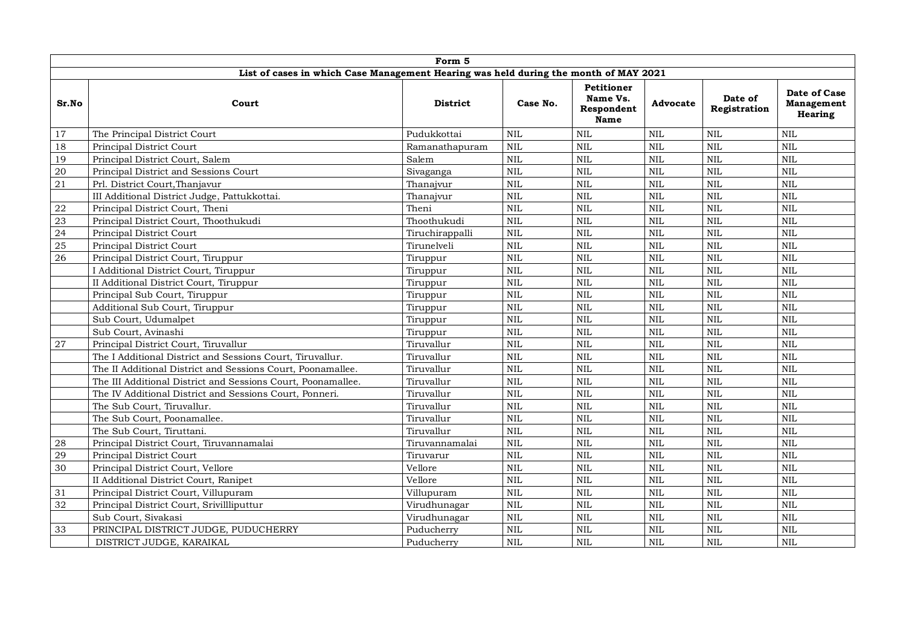| Form 5 | | | | | | | |
|---|---|---|---|---|---|---|---|
| **List of cases in which Case Management Hearing was held during the month of MAY 2021** | | | | | | | |
| **Sr.No** | **Court** | **District** | **Case No.** | **Petitioner Name Vs. Respondent Name** | **Advocate** | **Date of Registration** | **Date of Case Management Hearing** |
| 17 | The Principal District Court | Pudukkottai | NIL | NIL | NIL | NIL | NIL |
| 18 | Principal District Court | Ramanathapuram | NIL | NIL | NIL | NIL | NIL |
| 19 | Principal District Court, Salem | Salem | NIL | NIL | NIL | NIL | NIL |
| 20 | Principal District and Sessions Court | Sivaganga | NIL | NIL | NIL | NIL | NIL |
| 21 | Prl. District Court,Thanjavur | Thanajvur | NIL | NIL | NIL | NIL | NIL |
| | III Additional District Judge, Pattukkottai. | Thanajvur | NIL | NIL | NIL | NIL | NIL |
| 22 | Principal District Court, Theni | Theni | NIL | NIL | NIL | NIL | NIL |
| 23 | Principal District Court, Thoothukudi | Thoothukudi | NIL | NIL | NIL | NIL | NIL |
| 24 | Principal District Court | Tiruchirappalli | NIL | NIL | NIL | NIL | NIL |
| 25 | Principal District Court | Tirunelveli | NIL | NIL | NIL | NIL | NIL |
| 26 | Principal District Court, Tiruppur | Tiruppur | NIL | NIL | NIL | NIL | NIL |
| | I Additional District Court, Tiruppur | Tiruppur | NIL | NIL | NIL | NIL | NIL |
| | II Additional District Court, Tiruppur | Tiruppur | NIL | NIL | NIL | NIL | NIL |
| | Principal Sub Court, Tiruppur | Tiruppur | NIL | NIL | NIL | NIL | NIL |
| | Additional Sub Court, Tiruppur | Tiruppur | NIL | NIL | NIL | NIL | NIL |
| | Sub Court, Udumalpet | Tiruppur | NIL | NIL | NIL | NIL | NIL |
| | Sub Court, Avinashi | Tiruppur | NIL | NIL | NIL | NIL | NIL |
| 27 | Principal District Court, Tiruvallur | Tiruvallur | NIL | NIL | NIL | NIL | NIL |
| | The I Additional District and Sessions Court, Tiruvallur. | Tiruvallur | NIL | NIL | NIL | NIL | NIL |
| | The II Additional District and Sessions Court, Poonamallee. | Tiruvallur | NIL | NIL | NIL | NIL | NIL |
| | The III Additional District and Sessions Court, Poonamallee. | Tiruvallur | NIL | NIL | NIL | NIL | NIL |
| | The IV Additional District and Sessions Court, Ponneri. | Tiruvallur | NIL | NIL | NIL | NIL | NIL |
| | The Sub Court, Tiruvallur. | Tiruvallur | NIL | NIL | NIL | NIL | NIL |
| | The Sub Court, Poonamallee. | Tiruvallur | NIL | NIL | NIL | NIL | NIL |
| | The Sub Court, Tiruttani. | Tiruvallur | NIL | NIL | NIL | NIL | NIL |
| 28 | Principal District Court, Tiruvannamalai | Tiruvannamalai | NIL | NIL | NIL | NIL | NIL |
| 29 | Principal District Court | Tiruvarur | NIL | NIL | NIL | NIL | NIL |
| 30 | Principal District Court, Vellore | Vellore | NIL | NIL | NIL | NIL | NIL |
| | II Additional District Court, Ranipet | Vellore | NIL | NIL | NIL | NIL | NIL |
| 31 | Principal District Court, Villupuram | Villupuram | NIL | NIL | NIL | NIL | NIL |
| 32 | Principal District Court, Srivillliputtur | Virudhunagar | NIL | NIL | NIL | NIL | NIL |
| | Sub Court, Sivakasi | Virudhunagar | NIL | NIL | NIL | NIL | NIL |
| 33 | PRINCIPAL DISTRICT JUDGE, PUDUCHERRY | Puducherry | NIL | NIL | NIL | NIL | NIL |
| | DISTRICT JUDGE, KARAIKAL | Puducherry | NIL | NIL | NIL | NIL | NIL |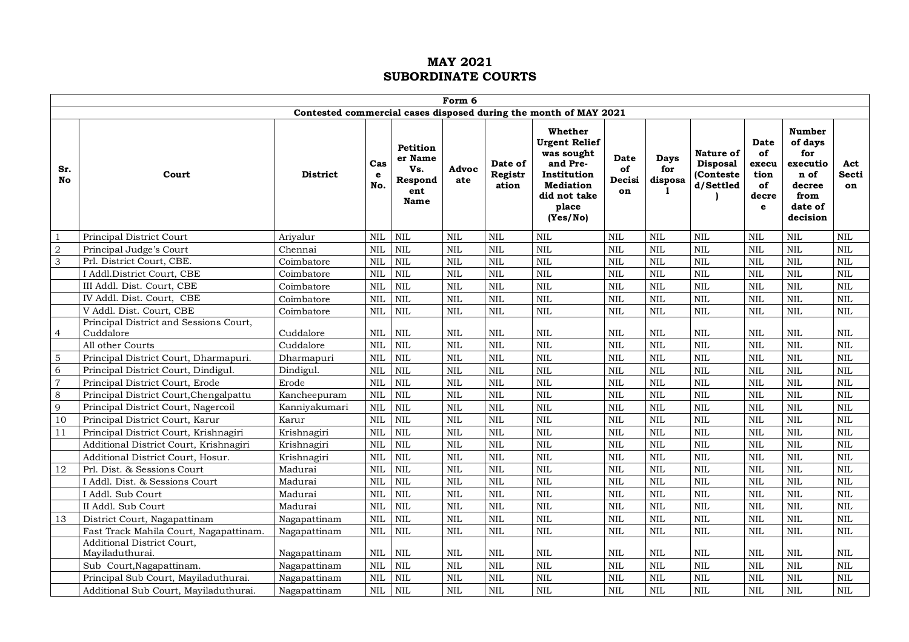# MAY 2021
# SUBORDINATE COURTS

| Form 6 | | | | | | | | | | | | | |
|---|---|---|---|---|---|---|---|---|---|---|---|---|---|
| Contested commercial cases disposed during the month of MAY 2021 | | | | | | | | | | | | | |
| Sr. No | Court | District | Case No. | Petitioner Name Vs. Respondent Name | Advocate | Date of Registration | Whether Urgent Relief was sought and Pre-Institution Mediation did not take place (Yes/No) | Date of Decision | Days for disposal | Nature of Disposal (Contested/Settled) | Date of execution of decree | Number of days for execution of decree from date of decision | Act Section |
| 1 | Principal District Court | Ariyalur | NIL | NIL | NIL | NIL | NIL | NIL | NIL | NIL | NIL | NIL | NIL |
| 2 | Principal Judge's Court | Chennai | NIL | NIL | NIL | NIL | NIL | NIL | NIL | NIL | NIL | NIL | NIL |
| 3 | Prl. District Court, CBE. | Coimbatore | NIL | NIL | NIL | NIL | NIL | NIL | NIL | NIL | NIL | NIL | NIL |
| | I Addl.District Court, CBE | Coimbatore | NIL | NIL | NIL | NIL | NIL | NIL | NIL | NIL | NIL | NIL | NIL |
| | III Addl. Dist. Court, CBE | Coimbatore | NIL | NIL | NIL | NIL | NIL | NIL | NIL | NIL | NIL | NIL | NIL |
| | IV Addl. Dist. Court, CBE | Coimbatore | NIL | NIL | NIL | NIL | NIL | NIL | NIL | NIL | NIL | NIL | NIL |
| | V Addl. Dist. Court, CBE | Coimbatore | NIL | NIL | NIL | NIL | NIL | NIL | NIL | NIL | NIL | NIL | NIL |
| 4 | Principal District and Sessions Court, Cuddalore | Cuddalore | NIL | NIL | NIL | NIL | NIL | NIL | NIL | NIL | NIL | NIL | NIL |
| | All other Courts | Cuddalore | NIL | NIL | NIL | NIL | NIL | NIL | NIL | NIL | NIL | NIL | NIL |
| 5 | Principal District Court, Dharmapuri. | Dharmapuri | NIL | NIL | NIL | NIL | NIL | NIL | NIL | NIL | NIL | NIL | NIL |
| 6 | Principal District Court, Dindigul. | Dindigul. | NIL | NIL | NIL | NIL | NIL | NIL | NIL | NIL | NIL | NIL | NIL |
| 7 | Principal District Court, Erode | Erode | NIL | NIL | NIL | NIL | NIL | NIL | NIL | NIL | NIL | NIL | NIL |
| 8 | Principal District Court,Chengalpattu | Kancheepuram | NIL | NIL | NIL | NIL | NIL | NIL | NIL | NIL | NIL | NIL | NIL |
| 9 | Principal District Court, Nagercoil | Kanniyakumari | NIL | NIL | NIL | NIL | NIL | NIL | NIL | NIL | NIL | NIL | NIL |
| 10 | Principal District Court, Karur | Karur | NIL | NIL | NIL | NIL | NIL | NIL | NIL | NIL | NIL | NIL | NIL |
| 11 | Principal District Court, Krishnagiri | Krishnagiri | NIL | NIL | NIL | NIL | NIL | NIL | NIL | NIL | NIL | NIL | NIL |
| | Additional District Court, Krishnagiri | Krishnagiri | NIL | NIL | NIL | NIL | NIL | NIL | NIL | NIL | NIL | NIL | NIL |
| | Additional District Court, Hosur. | Krishnagiri | NIL | NIL | NIL | NIL | NIL | NIL | NIL | NIL | NIL | NIL | NIL |
| 12 | Prl. Dist. & Sessions Court | Madurai | NIL | NIL | NIL | NIL | NIL | NIL | NIL | NIL | NIL | NIL | NIL |
| | I Addl. Dist. & Sessions Court | Madurai | NIL | NIL | NIL | NIL | NIL | NIL | NIL | NIL | NIL | NIL | NIL |
| | I Addl. Sub Court | Madurai | NIL | NIL | NIL | NIL | NIL | NIL | NIL | NIL | NIL | NIL | NIL |
| | II Addl. Sub Court | Madurai | NIL | NIL | NIL | NIL | NIL | NIL | NIL | NIL | NIL | NIL | NIL |
| 13 | District Court, Nagapattinam | Nagapattinam | NIL | NIL | NIL | NIL | NIL | NIL | NIL | NIL | NIL | NIL | NIL |
| | Fast Track Mahila Court, Nagapattinam. | Nagapattinam | NIL | NIL | NIL | NIL | NIL | NIL | NIL | NIL | NIL | NIL | NIL |
| | Additional District Court, Mayiladuthurai. | Nagapattinam | NIL | NIL | NIL | NIL | NIL | NIL | NIL | NIL | NIL | NIL | NIL |
| | Sub Court,Nagapattinam. | Nagapattinam | NIL | NIL | NIL | NIL | NIL | NIL | NIL | NIL | NIL | NIL | NIL |
| | Principal Sub Court, Mayiladuthurai. | Nagapattinam | NIL | NIL | NIL | NIL | NIL | NIL | NIL | NIL | NIL | NIL | NIL |
| | Additional Sub Court, Mayiladuthurai. | Nagapattinam | NIL | NIL | NIL | NIL | NIL | NIL | NIL | NIL | NIL | NIL | NIL |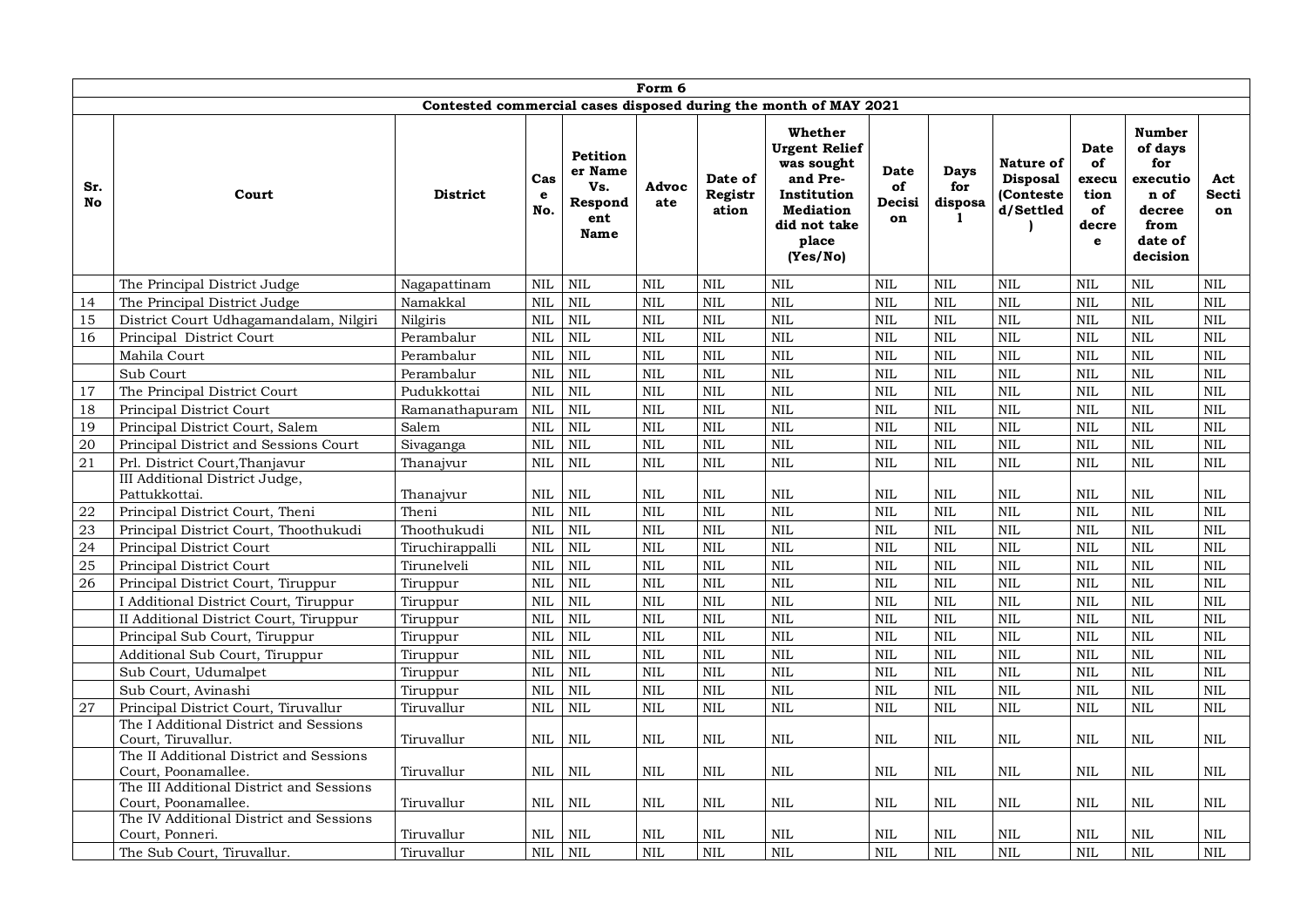| Form 6 | | | | | | | | | | | | | | |
|---|---|---|---|---|---|---|---|---|---|---|---|---|---|---|
| Contested commercial cases disposed during the month of MAY 2021 | | | | | | | | | | | | | | |
| Sr. No | Court | District | Case No. | Petitioner Name Vs. Respondent Name | Advocate | Date of Registration | Whether Urgent Relief was sought and Pre-Institution Mediation did not take place (Yes/No) | Date of Decision | Days for disposal | Nature of Disposal (Contested/Settled) | Date of execution of decree | Number of days for execution of decree from date of decision | Act Section |
| | The Principal District Judge | Nagapattinam | NIL | NIL | NIL | NIL | NIL | NIL | NIL | NIL | NIL | NIL | NIL |
| 14 | The Principal District Judge | Namakkal | NIL | NIL | NIL | NIL | NIL | NIL | NIL | NIL | NIL | NIL | NIL |
| 15 | District Court Udhagamandalam, Nilgiri | Nilgiris | NIL | NIL | NIL | NIL | NIL | NIL | NIL | NIL | NIL | NIL | NIL |
| 16 | Principal District Court | Perambalur | NIL | NIL | NIL | NIL | NIL | NIL | NIL | NIL | NIL | NIL | NIL |
| | Mahila Court | Perambalur | NIL | NIL | NIL | NIL | NIL | NIL | NIL | NIL | NIL | NIL | NIL |
| | Sub Court | Perambalur | NIL | NIL | NIL | NIL | NIL | NIL | NIL | NIL | NIL | NIL | NIL |
| 17 | The Principal District Court | Pudukkottai | NIL | NIL | NIL | NIL | NIL | NIL | NIL | NIL | NIL | NIL | NIL |
| 18 | Principal District Court | Ramanathapuram | NIL | NIL | NIL | NIL | NIL | NIL | NIL | NIL | NIL | NIL | NIL |
| 19 | Principal District Court, Salem | Salem | NIL | NIL | NIL | NIL | NIL | NIL | NIL | NIL | NIL | NIL | NIL |
| 20 | Principal District and Sessions Court | Sivaganga | NIL | NIL | NIL | NIL | NIL | NIL | NIL | NIL | NIL | NIL | NIL |
| 21 | Prl. District Court,Thanjavur | Thanajvur | NIL | NIL | NIL | NIL | NIL | NIL | NIL | NIL | NIL | NIL | NIL |
| | III Additional District Judge, Pattukkottai. | Thanajvur | NIL | NIL | NIL | NIL | NIL | NIL | NIL | NIL | NIL | NIL | NIL |
| 22 | Principal District Court, Theni | Theni | NIL | NIL | NIL | NIL | NIL | NIL | NIL | NIL | NIL | NIL | NIL |
| 23 | Principal District Court, Thoothukudi | Thoothukudi | NIL | NIL | NIL | NIL | NIL | NIL | NIL | NIL | NIL | NIL | NIL |
| 24 | Principal District Court | Tiruchirappalli | NIL | NIL | NIL | NIL | NIL | NIL | NIL | NIL | NIL | NIL | NIL |
| 25 | Principal District Court | Tirunelveli | NIL | NIL | NIL | NIL | NIL | NIL | NIL | NIL | NIL | NIL | NIL |
| 26 | Principal District Court, Tiruppur | Tiruppur | NIL | NIL | NIL | NIL | NIL | NIL | NIL | NIL | NIL | NIL | NIL |
| | I Additional District Court, Tiruppur | Tiruppur | NIL | NIL | NIL | NIL | NIL | NIL | NIL | NIL | NIL | NIL | NIL |
| | II Additional District Court, Tiruppur | Tiruppur | NIL | NIL | NIL | NIL | NIL | NIL | NIL | NIL | NIL | NIL | NIL |
| | Principal Sub Court, Tiruppur | Tiruppur | NIL | NIL | NIL | NIL | NIL | NIL | NIL | NIL | NIL | NIL | NIL |
| | Additional Sub Court, Tiruppur | Tiruppur | NIL | NIL | NIL | NIL | NIL | NIL | NIL | NIL | NIL | NIL | NIL |
| | Sub Court, Udumalpet | Tiruppur | NIL | NIL | NIL | NIL | NIL | NIL | NIL | NIL | NIL | NIL | NIL |
| | Sub Court, Avinashi | Tiruppur | NIL | NIL | NIL | NIL | NIL | NIL | NIL | NIL | NIL | NIL | NIL |
| 27 | Principal District Court, Tiruvallur | Tiruvallur | NIL | NIL | NIL | NIL | NIL | NIL | NIL | NIL | NIL | NIL | NIL |
| | The I Additional District and Sessions Court, Tiruvallur. | Tiruvallur | NIL | NIL | NIL | NIL | NIL | NIL | NIL | NIL | NIL | NIL | NIL |
| | The II Additional District and Sessions Court, Poonamallee. | Tiruvallur | NIL | NIL | NIL | NIL | NIL | NIL | NIL | NIL | NIL | NIL | NIL |
| | The III Additional District and Sessions Court, Poonamallee. | Tiruvallur | NIL | NIL | NIL | NIL | NIL | NIL | NIL | NIL | NIL | NIL | NIL |
| | The IV Additional District and Sessions Court, Ponneri. | Tiruvallur | NIL | NIL | NIL | NIL | NIL | NIL | NIL | NIL | NIL | NIL | NIL |
| | The Sub Court, Tiruvallur. | Tiruvallur | NIL | NIL | NIL | NIL | NIL | NIL | NIL | NIL | NIL | NIL | NIL |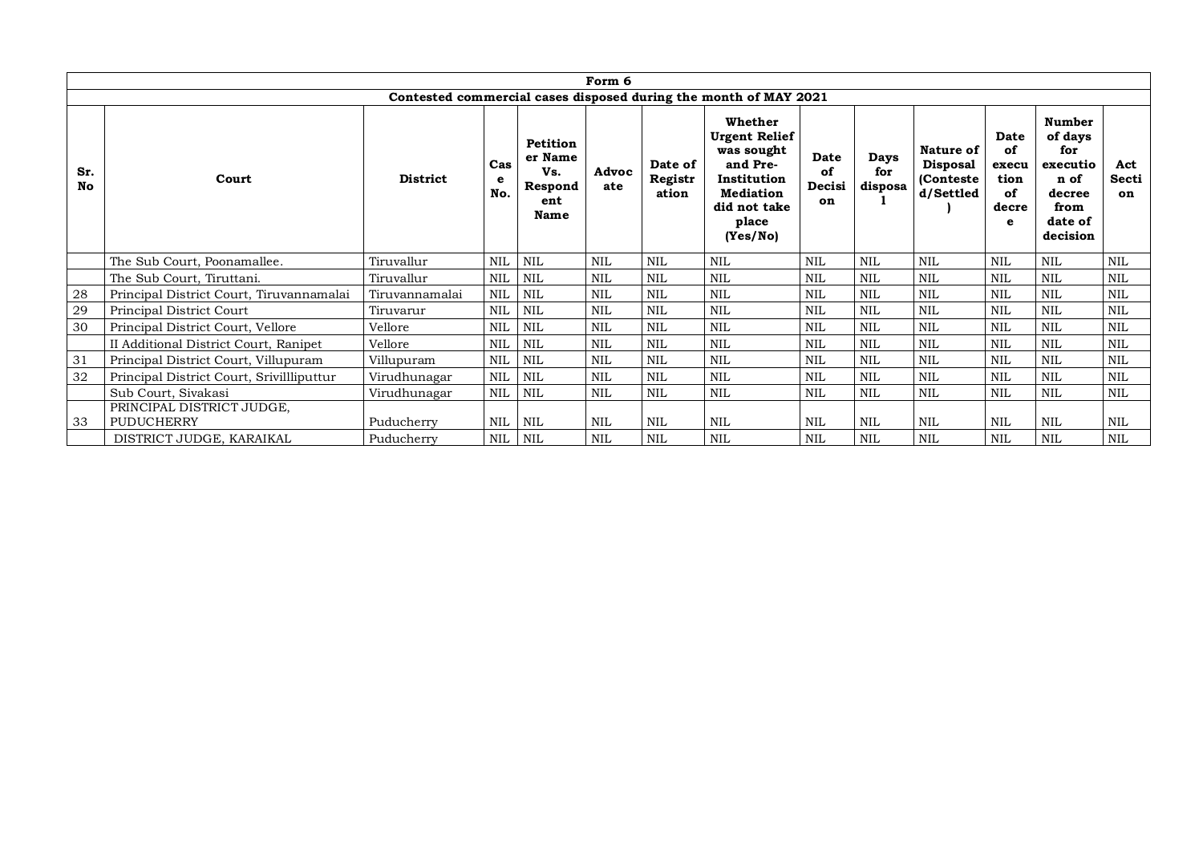| Form 6 | | | | | | | | | | | | | |
|---|---|---|---|---|---|---|---|---|---|---|---|---|---|
| Contested commercial cases disposed during the month of MAY 2021 | | | | | | | | | | | | | |
| **Sr. No** | **Court** | **District** | **Case No.** | **Petitioner Name Vs. Respondent Name** | **Advocate** | **Date of Registration** | **Whether Urgent Relief was sought and Pre-Institution Mediation did not take place (Yes/No)** | **Date of Decision** | **Days for disposal** | **Nature of Disposal (Contested/Settled)** | **Date of execution of decree** | **Number of days for execution of decree from date of decision** | **Act Section** |
| | The Sub Court, Poonamallee. | Tiruvallur | NIL | NIL | NIL | NIL | NIL | NIL | NIL | NIL | NIL | NIL | NIL |
| | The Sub Court, Tiruttani. | Tiruvallur | NIL | NIL | NIL | NIL | NIL | NIL | NIL | NIL | NIL | NIL | NIL |
| 28 | Principal District Court, Tiruvannamalai | Tiruvannamalai | NIL | NIL | NIL | NIL | NIL | NIL | NIL | NIL | NIL | NIL | NIL |
| 29 | Principal District Court | Tiruvarur | NIL | NIL | NIL | NIL | NIL | NIL | NIL | NIL | NIL | NIL | NIL |
| 30 | Principal District Court, Vellore | Vellore | NIL | NIL | NIL | NIL | NIL | NIL | NIL | NIL | NIL | NIL | NIL |
| | II Additional District Court, Ranipet | Vellore | NIL | NIL | NIL | NIL | NIL | NIL | NIL | NIL | NIL | NIL | NIL |
| 31 | Principal District Court, Villupuram | Villupuram | NIL | NIL | NIL | NIL | NIL | NIL | NIL | NIL | NIL | NIL | NIL |
| 32 | Principal District Court, Srivillliputtur | Virudhunagar | NIL | NIL | NIL | NIL | NIL | NIL | NIL | NIL | NIL | NIL | NIL |
| | Sub Court, Sivakasi | Virudhunagar | NIL | NIL | NIL | NIL | NIL | NIL | NIL | NIL | NIL | NIL | NIL |
| 33 | PRINCIPAL DISTRICT JUDGE, PUDUCHERRY | Puducherry | NIL | NIL | NIL | NIL | NIL | NIL | NIL | NIL | NIL | NIL | NIL |
| | DISTRICT JUDGE, KARAIKAL | Puducherry | NIL | NIL | NIL | NIL | NIL | NIL | NIL | NIL | NIL | NIL | NIL |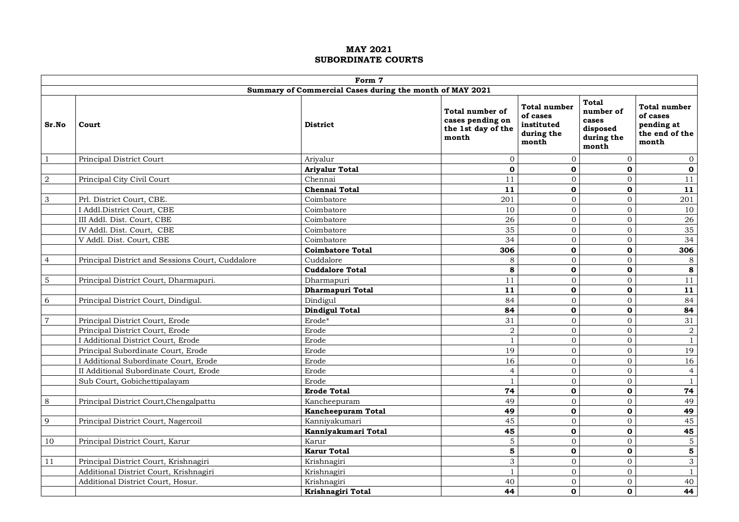**MAY 2021**
**SUBORDINATE COURTS**

| Form 7 | | | | | | |
|---|---|---|---|---|---|---|
| **Summary of Commercial Cases during the month of MAY 2021** | | | | | | |
| **Sr.No** | **Court** | **District** | **Total number of cases pending on the 1st day of the month** | **Total number of cases instituted during the month** | **Total number of cases disposed during the month** | **Total number of cases pending at the end of the month** |
| 1 | Principal District Court | Ariyalur | 0 | 0 | 0 | 0 |
| | | **Ariyalur Total** | **0** | **0** | **0** | **0** |
| 2 | Principal City Civil Court | Chennai | 11 | 0 | 0 | 11 |
| | | **Chennai Total** | **11** | **0** | **0** | **11** |
| 3 | Prl. District Court, CBE. | Coimbatore | 201 | 0 | 0 | 201 |
| | I Addl.District Court, CBE | Coimbatore | 10 | 0 | 0 | 10 |
| | III Addl. Dist. Court, CBE | Coimbatore | 26 | 0 | 0 | 26 |
| | IV Addl. Dist. Court, CBE | Coimbatore | 35 | 0 | 0 | 35 |
| | V Addl. Dist. Court, CBE | Coimbatore | 34 | 0 | 0 | 34 |
| | | **Coimbatore Total** | **306** | **0** | **0** | **306** |
| 4 | Principal District and Sessions Court, Cuddalore | Cuddalore | 8 | 0 | 0 | 8 |
| | | **Cuddalore Total** | **8** | **0** | **0** | **8** |
| 5 | Principal District Court, Dharmapuri. | Dharmapuri | 11 | 0 | 0 | 11 |
| | | **Dharmapuri Total** | **11** | **0** | **0** | **11** |
| 6 | Principal District Court, Dindigul. | Dindigul | 84 | 0 | 0 | 84 |
| | | **Dindigul Total** | **84** | **0** | **0** | **84** |
| 7 | Principal District Court, Erode | Erode* | 31 | 0 | 0 | 31 |
| | Principal District Court, Erode | Erode | 2 | 0 | 0 | 2 |
| | I Additional District Court, Erode | Erode | 1 | 0 | 0 | 1 |
| | Principal Subordinate Court, Erode | Erode | 19 | 0 | 0 | 19 |
| | I Additional Subordinate Court, Erode | Erode | 16 | 0 | 0 | 16 |
| | II Additional Subordinate Court, Erode | Erode | 4 | 0 | 0 | 4 |
| | Sub Court, Gobichettipalayam | Erode | 1 | 0 | 0 | 1 |
| | | **Erode Total** | **74** | **0** | **0** | **74** |
| 8 | Principal District Court,Chengalpattu | Kancheepuram | 49 | 0 | 0 | 49 |
| | | **Kancheepuram Total** | **49** | **0** | **0** | **49** |
| 9 | Principal District Court, Nagercoil | Kanniyakumari | 45 | 0 | 0 | 45 |
| | | **Kanniyakumari Total** | **45** | **0** | **0** | **45** |
| 10 | Principal District Court, Karur | Karur | 5 | 0 | 0 | 5 |
| | | **Karur Total** | **5** | **0** | **0** | **5** |
| 11 | Principal District Court, Krishnagiri | Krishnagiri | 3 | 0 | 0 | 3 |
| | Additional District Court, Krishnagiri | Krishnagiri | 1 | 0 | 0 | 1 |
| | Additional District Court, Hosur. | Krishnagiri | 40 | 0 | 0 | 40 |
| | | **Krishnagiri Total** | **44** | **0** | **0** | **44** |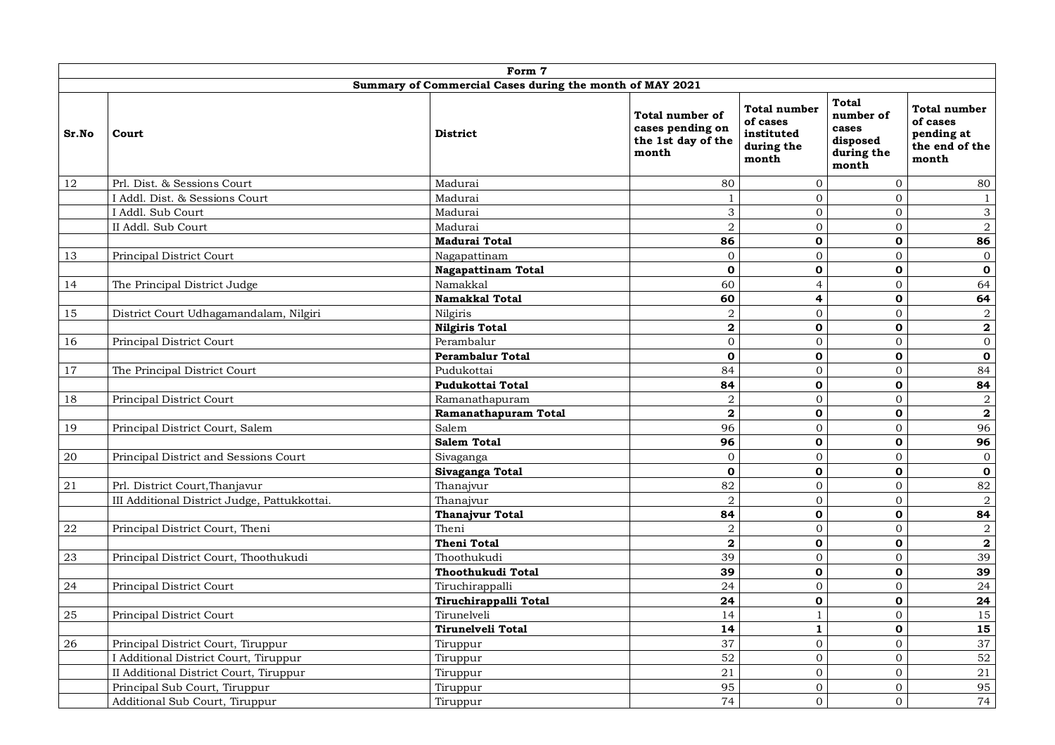| Form 7 | | | | | | |
|---|---|---|---|---|---|---|
| **Summary of Commercial Cases during the month of MAY 2021** | | | | | | |
| **Sr.No** | **Court** | **District** | **Total number of cases pending on the 1st day of the month** | **Total number of cases instituted during the month** | **Total number of cases disposed during the month** | **Total number of cases pending at the end of the month** |
| 12 | Prl. Dist. & Sessions Court | Madurai | 80 | 0 | 0 | 80 |
| | I Addl. Dist. & Sessions Court | Madurai | 1 | 0 | 0 | 1 |
| | I Addl. Sub Court | Madurai | 3 | 0 | 0 | 3 |
| | II Addl. Sub Court | Madurai | 2 | 0 | 0 | 2 |
| | | **Madurai Total** | **86** | **0** | **0** | **86** |
| 13 | Principal District Court | Nagapattinam | 0 | 0 | 0 | 0 |
| | | **Nagapattinam Total** | **0** | **0** | **0** | **0** |
| 14 | The Principal District Judge | Namakkal | 60 | 4 | 0 | 64 |
| | | **Namakkal Total** | **60** | **4** | **0** | **64** |
| 15 | District Court Udhagamandalam, Nilgiri | Nilgiris | 2 | 0 | 0 | 2 |
| | | **Nilgiris Total** | **2** | **0** | **0** | **2** |
| 16 | Principal District Court | Perambalur | 0 | 0 | 0 | 0 |
| | | **Perambalur Total** | **0** | **0** | **0** | **0** |
| 17 | The Principal District Court | Pudukottai | 84 | 0 | 0 | 84 |
| | | **Pudukottai Total** | **84** | **0** | **0** | **84** |
| 18 | Principal District Court | Ramanathapuram | 2 | 0 | 0 | 2 |
| | | **Ramanathapuram Total** | **2** | **0** | **0** | **2** |
| 19 | Principal District Court, Salem | Salem | 96 | 0 | 0 | 96 |
| | | **Salem Total** | **96** | **0** | **0** | **96** |
| 20 | Principal District and Sessions Court | Sivaganga | 0 | 0 | 0 | 0 |
| | | **Sivaganga Total** | **0** | **0** | **0** | **0** |
| 21 | Prl. District Court,Thanjavur | Thanajvur | 82 | 0 | 0 | 82 |
| | III Additional District Judge, Pattukkottai. | Thanajvur | 2 | 0 | 0 | 2 |
| | | **Thanajvur Total** | **84** | **0** | **0** | **84** |
| 22 | Principal District Court, Theni | Theni | 2 | 0 | 0 | 2 |
| | | **Theni Total** | **2** | **0** | **0** | **2** |
| 23 | Principal District Court, Thoothukudi | Thoothukudi | 39 | 0 | 0 | 39 |
| | | **Thoothukudi Total** | **39** | **0** | **0** | **39** |
| 24 | Principal District Court | Tiruchirappalli | 24 | 0 | 0 | 24 |
| | | **Tiruchirappalli Total** | **24** | **0** | **0** | **24** |
| 25 | Principal District Court | Tirunelveli | 14 | 1 | 0 | 15 |
| | | **Tirunelveli Total** | **14** | **1** | **0** | **15** |
| 26 | Principal District Court, Tiruppur | Tiruppur | 37 | 0 | 0 | 37 |
| | I Additional District Court, Tiruppur | Tiruppur | 52 | 0 | 0 | 52 |
| | II Additional District Court, Tiruppur | Tiruppur | 21 | 0 | 0 | 21 |
| | Principal Sub Court, Tiruppur | Tiruppur | 95 | 0 | 0 | 95 |
| | Additional Sub Court, Tiruppur | Tiruppur | 74 | 0 | 0 | 74 |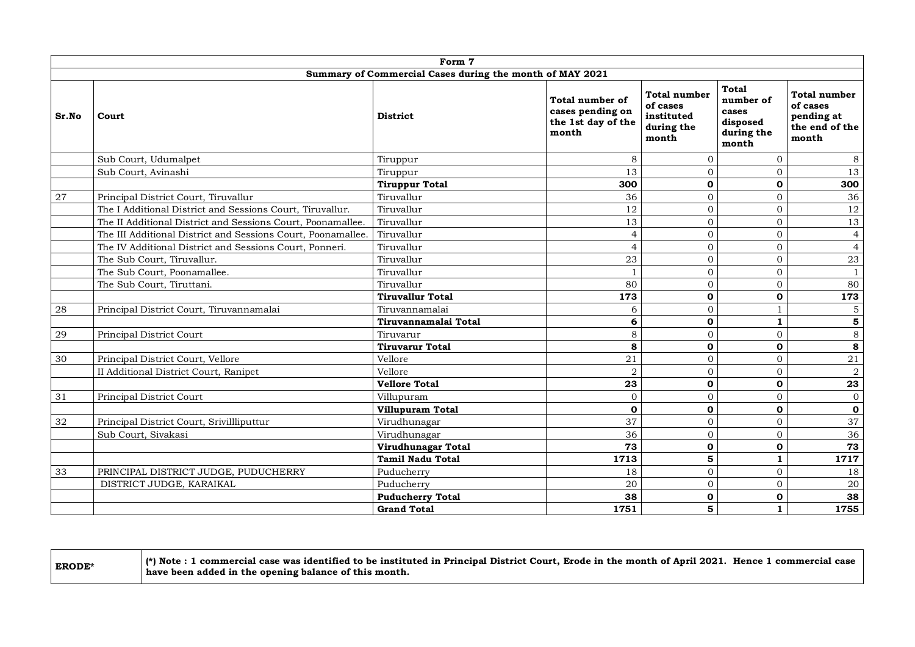| Form 7 | | | | | | |
|---|---|---|---|---|---|---|
| **Summary of Commercial Cases during the month of MAY 2021** | | | | | | |
| **Sr.No** | **Court** | **District** | **Total number of cases pending on the 1st day of the month** | **Total number of cases instituted during the month** | **Total number of cases disposed during the month** | **Total number of cases pending at the end of the month** |
| | Sub Court, Udumalpet | Tiruppur | 8 | 0 | 0 | 8 |
| | Sub Court, Avinashi | Tiruppur | 13 | 0 | 0 | 13 |
| | | **Tiruppur Total** | **300** | **0** | **0** | **300** |
| 27 | Principal District Court, Tiruvallur | Tiruvallur | 36 | 0 | 0 | 36 |
| | The I Additional District and Sessions Court, Tiruvallur. | Tiruvallur | 12 | 0 | 0 | 12 |
| | The II Additional District and Sessions Court, Poonamallee. | Tiruvallur | 13 | 0 | 0 | 13 |
| | The III Additional District and Sessions Court, Poonamallee. | Tiruvallur | 4 | 0 | 0 | 4 |
| | The IV Additional District and Sessions Court, Ponneri. | Tiruvallur | 4 | 0 | 0 | 4 |
| | The Sub Court, Tiruvallur. | Tiruvallur | 23 | 0 | 0 | 23 |
| | The Sub Court, Poonamallee. | Tiruvallur | 1 | 0 | 0 | 1 |
| | The Sub Court, Tiruttani. | Tiruvallur | 80 | 0 | 0 | 80 |
| | | **Tiruvallur Total** | **173** | **0** | **0** | **173** |
| 28 | Principal District Court, Tiruvannamalai | Tiruvannamalai | 6 | 0 | 1 | 5 |
| | | **Tiruvannamalai Total** | **6** | **0** | **1** | **5** |
| 29 | Principal District Court | Tiruvarur | 8 | 0 | 0 | 8 |
| | | **Tiruvarur Total** | **8** | **0** | **0** | **8** |
| 30 | Principal District Court, Vellore | Vellore | 21 | 0 | 0 | 21 |
| | II Additional District Court, Ranipet | Vellore | 2 | 0 | 0 | 2 |
| | | **Vellore Total** | **23** | **0** | **0** | **23** |
| 31 | Principal District Court | Villupuram | 0 | 0 | 0 | 0 |
| | | **Villupuram Total** | **0** | **0** | **0** | **0** |
| 32 | Principal District Court, Srivillliputtur | Virudhunagar | 37 | 0 | 0 | 37 |
| | Sub Court, Sivakasi | Virudhunagar | 36 | 0 | 0 | 36 |
| | | **Virudhunagar Total** | **73** | **0** | **0** | **73** |
| | | **Tamil Nadu Total** | **1713** | **5** | **1** | **1717** |
| 33 | PRINCIPAL DISTRICT JUDGE, PUDUCHERRY | Puducherry | 18 | 0 | 0 | 18 |
| | DISTRICT JUDGE, KARAIKAL | Puducherry | 20 | 0 | 0 | 20 |
| | | **Puducherry Total** | **38** | **0** | **0** | **38** |
| | | **Grand Total** | **1751** | **5** | **1** | **1755** |

| | |
|---|---|
| **ERODE*** | **(*) Note : 1 commercial case was identified to be instituted in Principal District Court, Erode in the month of April 2021. Hence 1 commercial case have been added in the opening balance of this month.** |